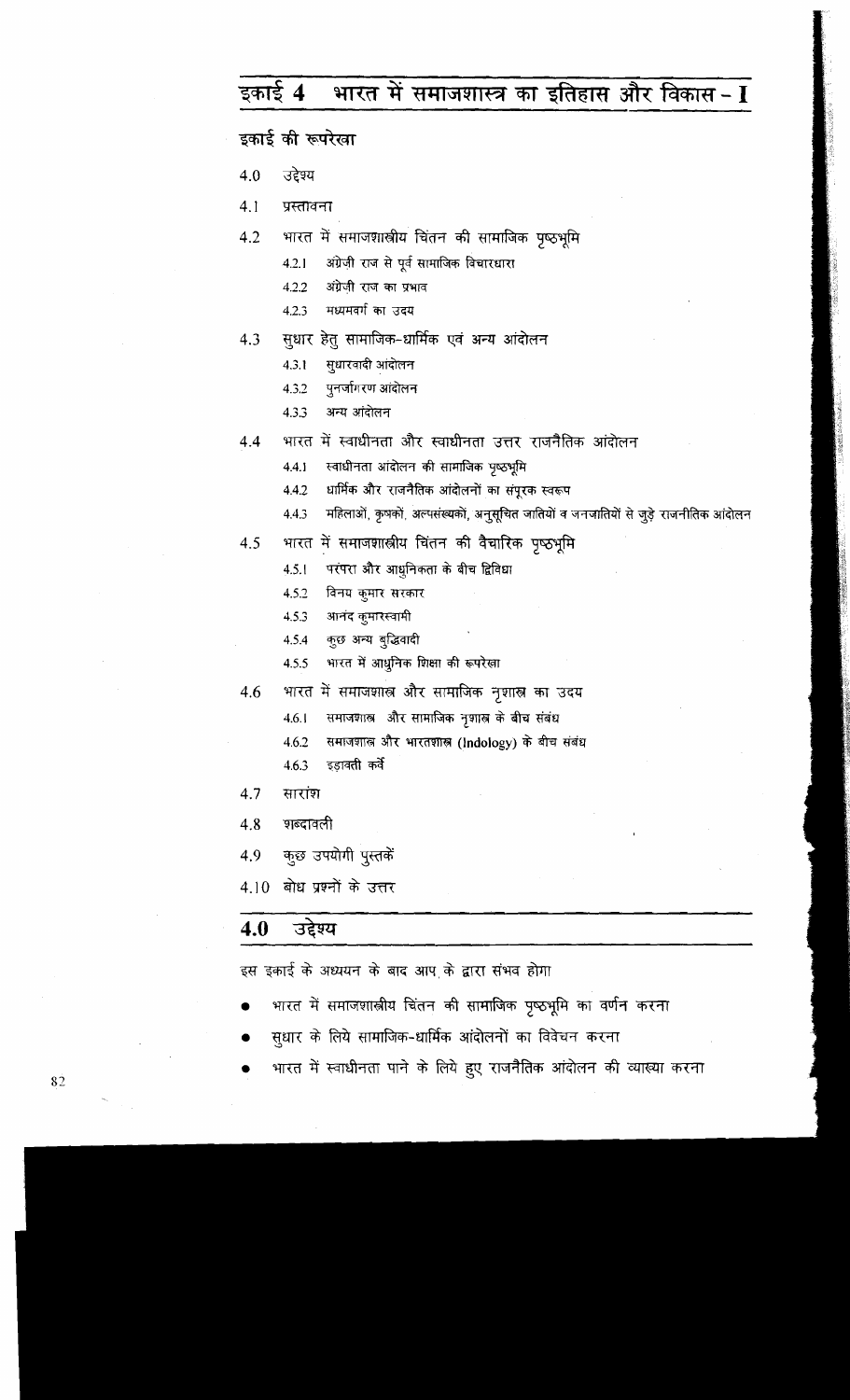# इकाई 4 भारत में समाजशास्त्र का इतिहास और विकास – I

## इकाई की रूपरेखा

4.0 उद्देश्य

4.1 प्रस्तावना

4.2 भारत में समाजशास्त्रीय चिंतन की सामाजिक पृष्ठभूमि

- 4.2.1 अंग्रेज़ी राज से पूर्व सामाजिक विचारधारा
- 4.2.2 अंग्रेज़ी राज का प्रभाव
- 4.2.3 मध्यमवर्ग का उदय

4.3 सुधार हेतु सामाजिक-धार्मिक एवं अन्य आंदोलन

- 4.3.1 सुधारवादी आंदोलन
- 4.3.2 पुनर्जागरण आंदोलन
- 4.3.3 अन्य आंदोलन

4.4 भारत में स्वाधीनता और स्वाधीनता उत्तर राजनैतिक आंदोलन

- 4.4.1 स्वाधीनता आंदोलन की सामाजिक पृष्ठभूमि
- 4.4.2 धार्मिक और राजनैतिक आंदोलनों का संपूरक स्वरूप
- 4.4.3 महिलाओं, कृषकों, अल्पसंख्यकों, अनुसूचित जातियों व जनजातियों से जुड़े राजनीतिक आंदोलन

4.5 भारत में समाजशास्त्रीय चिंतन की वैचारिक पृष्ठभूमि

- 4.5.1 परंपरा और आधुनिकता के बीच द्विविधा
- 4.5.2 विनय कुमार सरकार
- 4.5.3 आनंद कुमारस्वामी
- 4.5.4 कुछ अन्य बुद्धिवादी
- 4.5.5 भारत में आधुनिक शिक्षा की रूपरेखा

4.6 भारत में समाजशास्त्र और सामाजिक नृशास्त्र का उदय

- 4.6.1 समाजशास्त्र और सामाजिक नृशास्त्र के बीच संबंध
- 4.6.2 समाजशास्त्र और भारतशास्त्र (Indology) के बीच संबंध
- 4.6.3 इड़ावती कर्वे

4.7 सारांश

4.8 शब्दावली

4.9 कुछ उपयोगी पुस्तकें

4.10 बोध प्रश्नों के उत्तर

## 4.0 उद्देश्य

इस इकाई के अध्ययन के बाद आप के द्वारा संभव होगा

- भारत में समाजशास्त्रीय चिंतन की सामाजिक पृष्ठभूमि का वर्णन करना
- सुधार के लिये सामाजिक-धार्मिक आंदोलनों का विवेचन करना
- भारत में स्वाधीनता पाने के लिये हुए राजनैतिक आंदोलन की व्याख्या करना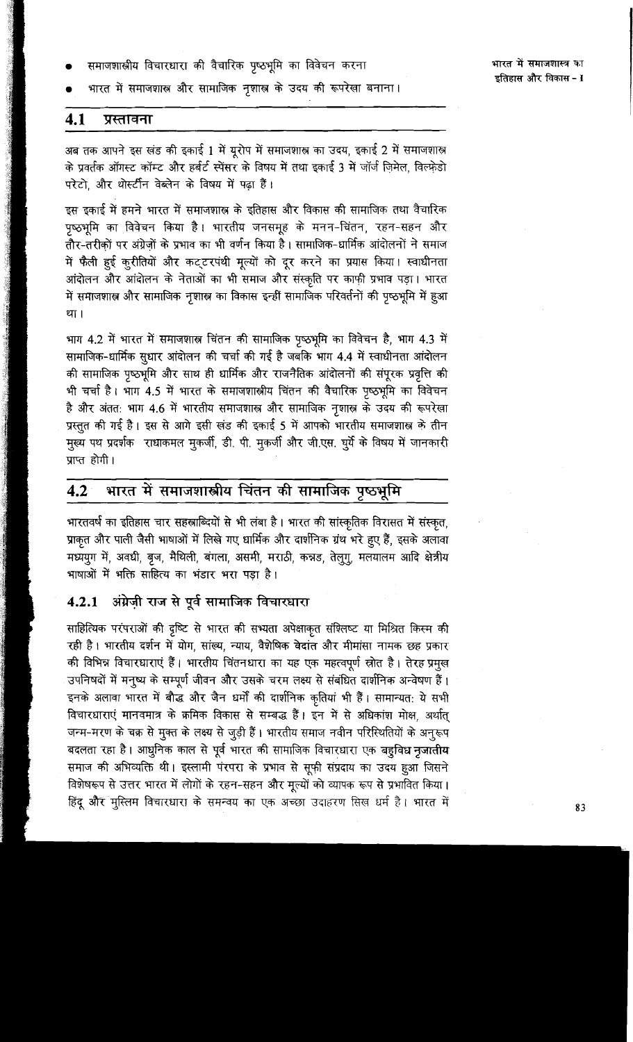- समाजशास्त्रीय विचारधारा की वैचारिक पृष्ठभूमि का विवेचन करना
- भारत में समाजशास्त्र और सामाजिक नृशास्त्र के उदय की रूपरेखा बनाना।

## 4.1 प्रस्तावना

अब तक आपने इस खंड की इकाई 1 में यूरोप में समाजशास्त्र का उदय, इकाई 2 में समाजशास्त्र के प्रवर्तक ऑगस्ट कॉम्ट और हर्बर्ट स्पेंसर के विषय में तथा इकाई 3 में जॉर्ज ज़िमेल, विल्फ्रेडो परेटो, और थोर्स्टीन वेब्लेन के विषय में पढ़ा हैं।

इस इकाई में हमने भारत में समाजशास्त्र के इतिहास और विकास की सामाजिक तथा वैचारिक पृष्ठभूमि का विवेचन किया है। भारतीय जनसमूह के मनन-चिंतन, रहन-सहन और तौर-तरीक़ों पर अंग्रेज़ों के प्रभाव का भी वर्णन किया है। सामाजिक-धार्मिक आंदोलनों ने समाज में फैली हुई कुरीतियों और कट्टरपंथी मूल्यों को दूर करने का प्रयास किया। स्वाधीनता आंदोलन और आंदोलन के नेताओं का भी समाज और संस्कृति पर काफ़ी प्रभाव पड़ा। भारत में समाजशास्त्र और सामाजिक नृशास्त्र का विकास इन्हीं सामाजिक परिवर्तनों की पृष्ठभूमि में हुआ था।

भाग 4.2 में भारत में समाजशास्त्र चिंतन की सामाजिक पृष्ठभूमि का विवेचन है, भाग 4.3 में सामाजिक-धार्मिक सुधार आंदोलन की चर्चा की गई है जबकि भाग 4.4 में स्वाधीनता आंदोलन की सामाजिक पृष्ठभूमि और साथ ही धार्मिक और राजनैतिक आंदोलनों की संपूरक प्रवृत्ति की भी चर्चा है। भाग 4.5 में भारत के समाजशास्त्रीय चिंतन की वैचारिक पृष्ठभूमि का विवेचन है और अंततः भाग 4.6 में भारतीय समाजशास्त्र और सामाजिक नृशास्त्र के उदय की रूपरेखा प्रस्तुत की गई है। इस से आगे इसी खंड की इकाई 5 में आपको भारतीय समाजशास्त्र के तीन मुख्य पथ प्रदर्शक राधाकमल मुकर्जी, डी. पी. मुकर्जी और जी.एस. घुर्ये के विषय में जानकारी प्राप्त होगी।

## 4.2 भारत में समाजशास्त्रीय चिंतन की सामाजिक पृष्ठभूमि

भारतवर्ष का इतिहास चार सहस्राब्दियों से भी लंबा है। भारत की सांस्कृतिक विरासत में संस्कृत, प्राकृत और पाली जैसी भाषाओं में लिखे गए धार्मिक और दार्शनिक ग्रंथ भरे हुए हैं, इसके अलावा मध्ययुग में, अवधी, बृज, मैथिली, बंगला, असमी, मराठी, कन्नड, तेलुगु, मलयालम आदि क्षेत्रीय भाषाओं में भक्ति साहित्य का भंडार भरा पड़ा है।

### 4.2.1 अंग्रेज़ी राज से पूर्व सामाजिक विचारधारा

साहित्यिक परंपराओं की दृष्टि से भारत की सभ्यता अपेक्षाकृत संश्लिष्ट या मिश्रित किस्म की रही है। भारतीय दर्शन में योग, सांख्य, न्याय, वैशेषिक वेदांत और मीमांसा नामक छह प्रकार की विभिन्न विचारधाराएं हैं। भारतीय चिंतनधारा का यह एक महत्वपूर्ण स्रोत है। तेरह प्रमुख उपनिषदों में मनुष्य के सम्पूर्ण जीवन और उसके चरम लक्ष्य से संबंधित दार्शनिक अन्वेषण हैं। इनके अलावा भारत में बौद्ध और जैन धर्मों की दार्शनिक कृतियां भी हैं। सामान्यतः ये सभी विचारधाराएं मानवमात्र के क्रमिक विकास से सम्बद्ध हैं। इन में से अधिकांश मोक्ष, अर्थात् जन्म-मरण के चक्र से मुक्त के लक्ष्य से जुड़ी हैं। भारतीय समाज नवीन परिस्थितियों के अनुरूप बदलता रहा है। आधुनिक काल से पूर्व भारत की सामाजिक विचारधारा एक **बहुविध नृजातीय** समाज की अभिव्यक्ति थी। इस्लामी परंपरा के प्रभाव से सूफ़ी संप्रदाय का उदय हुआ जिसने विशेषरूप से उत्तर भारत में लोगों के रहन-सहन और मूल्यों को व्यापक रूप से प्रभावित किया। हिंदू और मुस्लिम विचारधारा के समन्वय का एक अच्छा उदाहरण सिख धर्म है। भारत में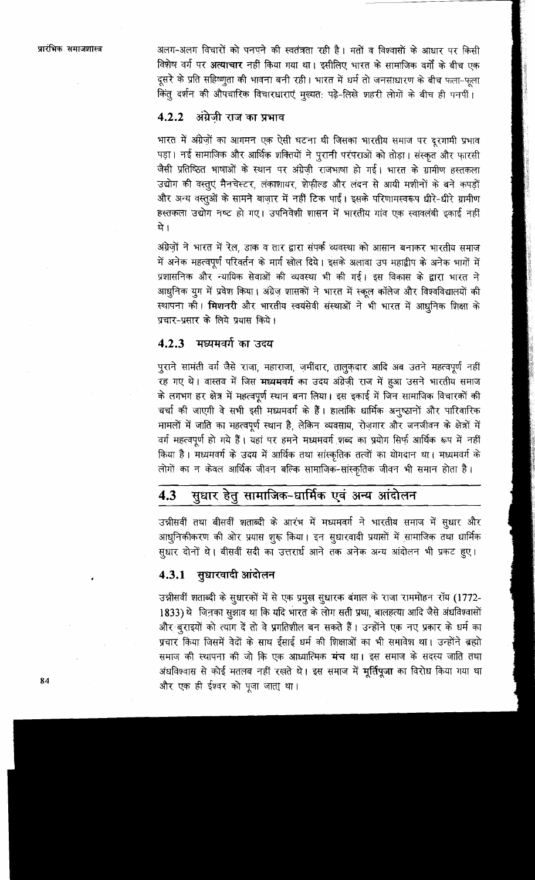अलग-अलग विचारों को पनपने की स्वतंत्रता रही है। मतों व विश्वासों के आधार पर किसी विशेष वर्ग पर **अत्याचार** नहीं किया गया था। इसीलिए भारत के सामाजिक वर्गों के बीच एक दूसरे के प्रति सहिष्णुता की भावना बनी रही। भारत में धर्म तो जनसाधारण के बीच फला-फूला किंतु दर्शन की औपचारिक विचारधाराएं मुख्यतः पढ़े-लिखे शहरी लोगों के बीच ही पनपीं।

### 4.2.2 अंग्रेज़ी राज का प्रभाव

भारत में अंग्रेज़ों का आगमन एक ऐसी घटना थी जिसका भारतीय समाज पर दूरगामी प्रभाव पड़ा। नई सामाजिक और आर्थिक शक्तियों ने पुरानी परंपराओं को तोड़ा। संस्कृत और फ़ारसी जैसी प्रतिष्ठित भाषाओं के स्थान पर अंग्रेज़ी राजभाषा हो गई। भारत के ग्रामीण हस्तकला उद्योग की वस्तुएं मैनचेस्टर, लंकाशायर, शेफ़ील्ड और लंदन से आयी मशीनों के बने कपड़ों और अन्य वस्तुओं के सामने बाज़ार में नहीं टिक पाईं। इसके परिणामस्वरूप धीरे-धीरे ग्रामीण हस्तकला उद्योग नष्ट हो गए। उपनिवेशी शासन में भारतीय गांव एक स्वावलंबी इकाई नहीं थे।

अंग्रेज़ों ने भारत में रेल, डाक व तार द्वारा संपर्क व्यवस्था को आसान बनाकर भारतीय समाज में अनेक महत्वपूर्ण परिवर्तन के मार्ग खोल दिये। इसके अलावा उप महाद्वीप के अनेक भागों में प्रशासनिक और न्यायिक सेवाओं की व्यवस्था भी की गई। इस विकास के द्वारा भारत ने आधुनिक युग में प्रवेश किया। अंग्रेज़ शासकों ने भारत में स्कूल कॉलेज और विश्वविद्यालयों की स्थापना की। **मिशनरी** और भारतीय स्वयंसेवी संस्थाओं ने भी भारत में आधुनिक शिक्षा के प्रचार-प्रसार के लिये प्रयास किये।

### 4.2.3 मध्यमवर्ग का उदय

पुराने सामंती वर्ग जैसे राजा, महाराजा, ज़मींदार, तालुकदार आदि अब उतने महत्वपूर्ण नहीं रह गए थे। वास्तव में जिस **मध्यमवर्ग** का उदय अंग्रेज़ी राज में हुआ उसने भारतीय समाज के लगभग हर क्षेत्र में महत्वपूर्ण स्थान बना लिया। इस इकाई में जिन सामाजिक विचारकों की चर्चा की जाएगी वे सभी इसी मध्यमवर्ग के हैं। हालांकि धार्मिक अनुष्ठानों और पारिवारिक मामलों में जाति का महत्वपूर्ण स्थान है, लेकिन व्यवसाय, रोज़गार और जनजीवन के क्षेत्रों में वर्ग महत्वपूर्ण हो गये हैं। यहां पर हमने मध्यमवर्ग शब्द का प्रयोग सिर्फ़ आर्थिक रूप में नहीं किया है। मध्यमवर्ग के उदय में आर्थिक तथा सांस्कृतिक तत्वों का योगदान था। मध्यमवर्ग के लोगों का न केवल आर्थिक जीवन बल्कि सामाजिक-सांस्कृतिक जीवन भी समान होता है।

## 4.3 सुधार हेतु सामाजिक-धार्मिक एवं अन्य आंदोलन

उन्नीसवीं तथा बीसवीं शताब्दी के आरंभ में मध्यमवर्ग ने भारतीय समाज में सुधार और आधुनिकीकरण की ओर प्रयास शुरू किया। इन सुधारवादी प्रयासों में सामाजिक तथा धार्मिक सुधार दोनों थे। बीसवीं सदी का उत्तरार्ध आने तक अनेक अन्य आंदोलन भी प्रकट हुए।

### 4.3.1 सुधारवादी आंदोलन

उन्नीसवीं शताब्दी के सुधारकों में से एक प्रमुख सुधारक बंगाल के राजा राममोहन रॉय (1772-1833) थे जिनका सुझाव था कि यदि भारत के लोग सती प्रथा, बालहत्या आदि जैसे अंधविश्वासों और बुराइयों को त्याग दें तो वे प्रगतिशील बन सकते हैं। उन्होंने एक नए प्रकार के धर्म का प्रचार किया जिसमें वेदों के साथ ईसाई धर्म की शिक्षाओं का भी समावेश था। उन्होंने ब्रह्मो समाज की स्थापना की जो कि एक आध्यात्मिक **मंच** था। इस समाज के सदस्य जाति तथा अंधविश्वास से कोई मतलब नहीं रखते थे। इस समाज में **मूर्तिपूजा** का विरोध किया गया था और एक ही ईश्वर को पूजा जाता था।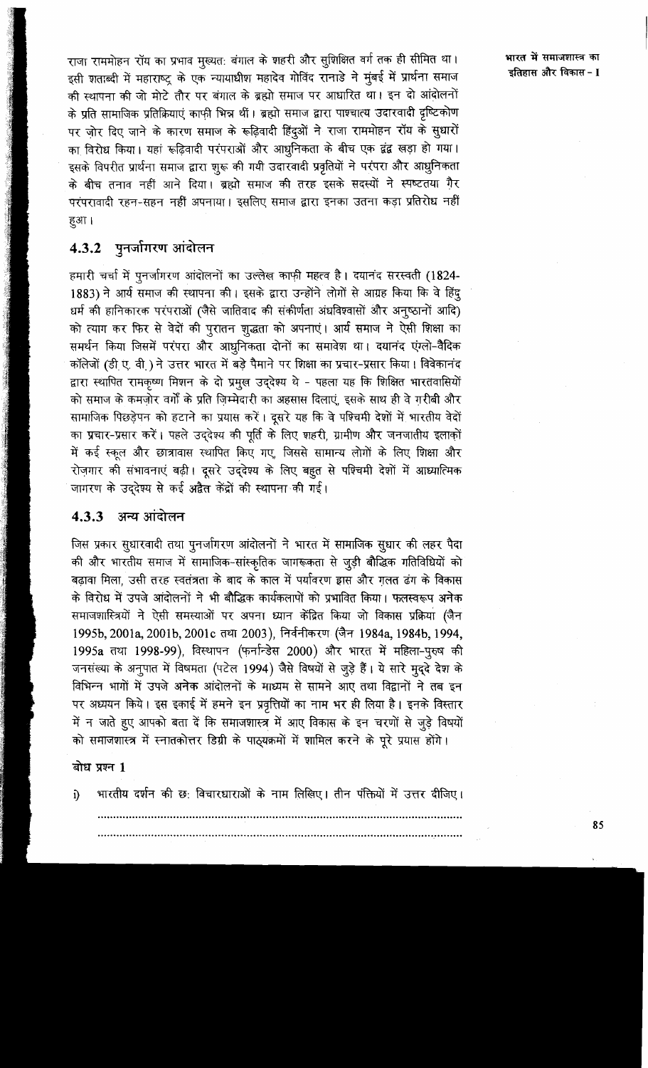राजा राममोहन रॉय का प्रभाव मुख्यतः बंगाल के शहरी और सुशिक्षित वर्ग तक ही सीमित था। इसी शताब्दी में महाराष्ट्र के एक न्यायाधीश महादेव गोविंद रानाडे ने मुंबई में प्रार्थना समाज की स्थापना की जो मोटे तौर पर बंगाल के ब्रह्मो समाज पर आधारित था। इन दो आंदोलनों के प्रति सामाजिक प्रतिक्रियाएं काफ़ी भिन्न थीं। ब्रह्मो समाज द्वारा पाश्चात्य उदारवादी दृष्टिकोण पर ज़ोर दिए जाने के कारण समाज के रूढ़िवादी हिंदुओं ने राजा राममोहन रॉय के सुधारों का विरोध किया। यहां रूढ़िवादी परंपराओं और आधुनिकता के बीच एक द्वंद्व खड़ा हो गया। इसके विपरीत प्रार्थना समाज द्वारा शुरू की गयी उदारवादी प्रवृत्तियों ने परंपरा और आधुनिकता के बीच तनाव नहीं आने दिया। ब्रह्मो समाज की तरह इसके सदस्यों ने स्पष्टतया ग़ैर परंपरावादी रहन-सहन नहीं अपनाया। इसलिए समाज द्वारा इनका उतना कड़ा प्रतिरोध नहीं हुआ।

### 4.3.2 पुनर्जागरण आंदोलन

हमारी चर्चा में पुनर्जागरण आंदोलनों का उल्लेख काफ़ी महत्व है। दयानंद सरस्वती (1824-1883) ने आर्य समाज की स्थापना की। इसके द्वारा उन्होंने लोगों से आग्रह किया कि वे हिंदु धर्म की हानिकारक परंपराओं (जैसे जातिवाद की संकीर्णता अंधविश्वासों और अनुष्ठानों आदि) को त्याग कर फिर से वेदों की पुरातन शुद्धता को अपनाएं। आर्य समाज ने ऐसी शिक्षा का समर्थन किया जिसमें परंपरा और आधुनिकता दोनों का समावेश था। दयानंद एंग्लो-वैदिक कॉलेजों (डी.ए.वी.) ने उत्तर भारत में बड़े पैमाने पर शिक्षा का प्रचार-प्रसार किया। विवेकानंद द्वारा स्थापित रामकृष्ण मिशन के दो प्रमुख उद्देश्य थे - पहला यह कि शिक्षित भारतवासियों को समाज के कमज़ोर वर्गों के प्रति ज़िम्मेदारी का अहसास दिलाएं, इसके साथ ही वे ग़रीबी और सामाजिक पिछड़ेपन को हटाने का प्रयास करें। दूसरे यह कि वे पश्चिमी देशों में भारतीय वेदों का प्रचार-प्रसार करें। पहले उद्देश्य की पूर्ति के लिए शहरी, ग्रामीण और जनजातीय इलाकों में कई स्कूल और छात्रावास स्थापित किए गए, जिससे सामान्य लोगों के लिए शिक्षा और रोज़गार की संभावनाएं बढ़ी। दूसरे उद्देश्य के लिए बहुत से पश्चिमी देशों में आध्यात्मिक जागरण के उद्देश्य से कई अद्वैत केंद्रों की स्थापना की गई।

### 4.3.3 अन्य आंदोलन

जिस प्रकार सुधारवादी तथा पुनर्जागरण आंदोलनों ने भारत में सामाजिक सुधार की लहर पैदा की और भारतीय समाज में सामाजिक-सांस्कृतिक जागरूकता से जुड़ी बौद्धिक गतिविधियों को बढ़ावा मिला, उसी तरह स्वतंत्रता के बाद के काल में पर्यावरण ह्रास और ग़लत ढंग के विकास के विरोध में उपजे आंदोलनों ने भी बौद्धिक कार्यकलापों को प्रभावित किया। फलस्वरूप अनेक समाजशास्त्रियों ने ऐसी समस्याओं पर अपना ध्यान केंद्रित किया जो विकास प्रक्रिया (जैन 1995b, 2001a, 2001b, 2001c तथा 2003), निर्धनीकरण (जैन 1984a, 1984b, 1994, 1995a तथा 1998-99), विस्थापन (फ़र्नान्डेस 2000) और भारत में महिला-पुरुष की जनसंख्या के अनुपात में विषमता (पटेल 1994) जैसे विषयों से जुड़े हैं। ये सारे मुद्दे देश के विभिन्न भागों में उपजे अनेक आंदोलनों के माध्यम से सामने आए तथा विद्वानों ने तब इन पर अध्ययन किये। इस इकाई में हमने इन प्रवृत्तियों का नाम भर ही लिया है। इनके विस्तार में न जाते हुए आपको बता दें कि समाजशास्त्र में आए विकास के इन चरणों से जुड़े विषयों को समाजशास्त्र में स्नातकोत्तर डिग्री के पाठ्यक्रमों में शामिल करने के पूरे प्रयास होंगे।

#### बोध प्रश्न 1

i) भारतीय दर्शन की छः विचारधाराओं के नाम लिखिए। तीन पंक्तियों में उत्तर दीजिए।

.....................................................................................................................

.....................................................................................................................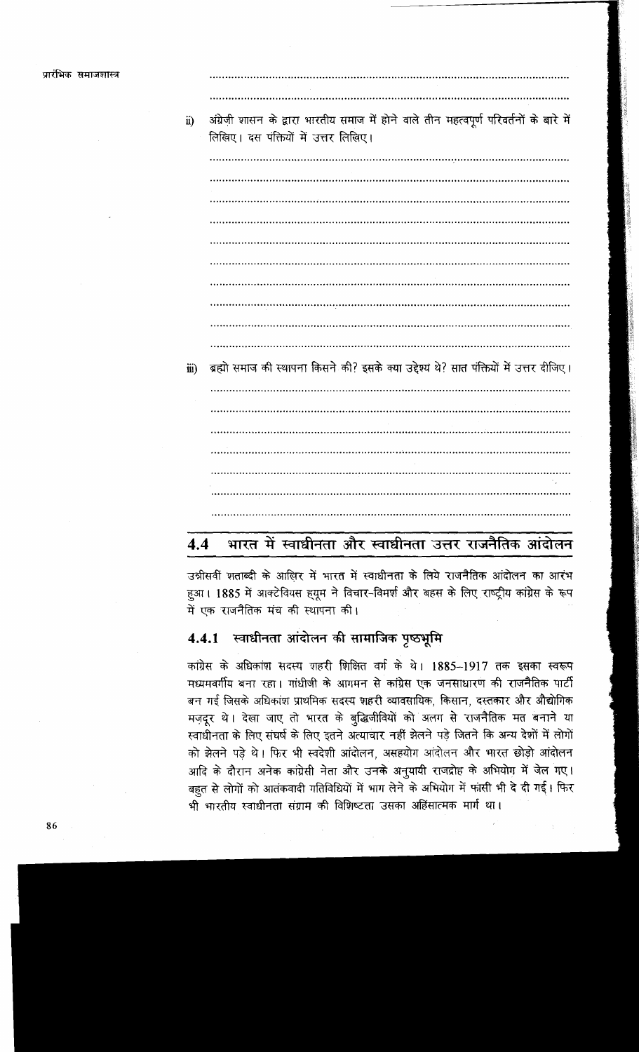ii) अंग्रेज़ी शासन के द्वारा भारतीय समाज में होने वाले तीन महत्वपूर्ण परिवर्तनों के बारे में लिखिए। दस पंक्तियों में उत्तर लिखिए।

iii) ब्रह्मो समाज की स्थापना किसने की? इसके क्या उद्देश्य थे? सात पंक्तियों में उत्तर दीजिए।

## 4.4 भारत में स्वाधीनता और स्वाधीनता उत्तर राजनैतिक आंदोलन

उन्नीसवीं शताब्दी के आखिर में भारत में स्वाधीनता के लिये राजनैतिक आंदोलन का आरंभ हुआ। 1885 में आक्टेवियस ह्यूम ने विचार-विमर्श और बहस के लिए राष्ट्रीय कांग्रेस के रूप में एक राजनैतिक मंच की स्थापना की।

### 4.4.1 स्वाधीनता आंदोलन की सामाजिक पृष्ठभूमि

कांग्रेस के अधिकांश सदस्य शहरी शिक्षित वर्ग के थे। 1885–1917 तक इसका स्वरूप मध्यमवर्गीय बना रहा। गांधीजी के आगमन से कांग्रेस एक जनसाधारण की राजनैतिक पार्टी बन गई जिसके अधिकांश प्राथमिक सदस्य शहरी व्यावसायिक, किसान, दस्तकार और औद्योगिक मज़दूर थे। देखा जाए तो भारत के बुद्धिजीवियों को अलग से राजनैतिक मत बनाने या स्वाधीनता के लिए संघर्ष के लिए इतने अत्याचार नहीं झेलने पड़े जितने कि अन्य देशों में लोगों को झेलने पड़े थे। फिर भी स्वदेशी आंदोलन, असहयोग आंदोलन और भारत छोड़ो आंदोलन आदि के दौरान अनेक कांग्रेसी नेता और उनके अनुयायी राजद्रोह के अभियोग में जेल गए। बहुत से लोगों को आतंकवादी गतिविधियों में भाग लेने के अभियोग में फांसी भी दे दी गई। फिर भी भारतीय स्वाधीनता संग्राम की विशिष्टता उसका अहिंसात्मक मार्ग था।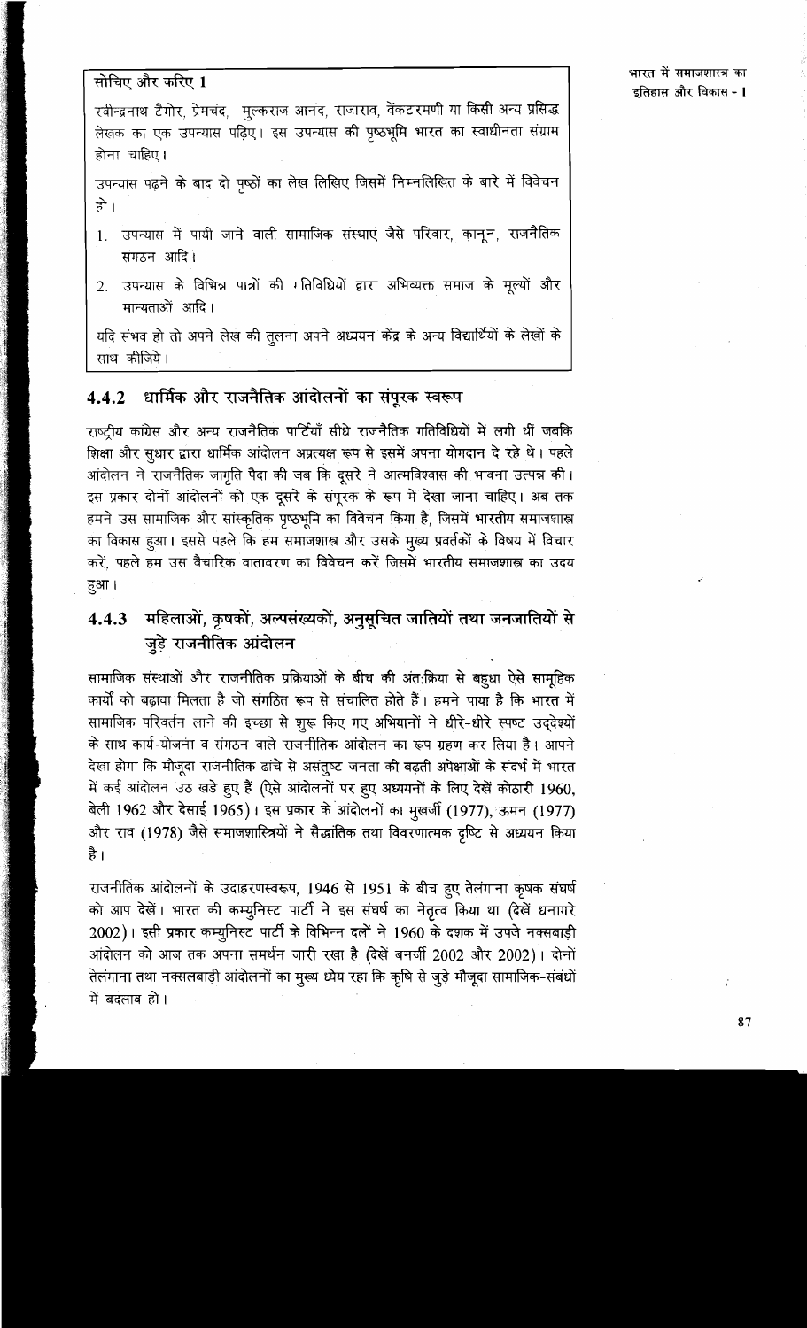**सोचिए और करिए 1**

रवीन्द्रनाथ टैगोर, प्रेमचंद, मुल्कराज आनंद, राजाराव, वेंकटरमणी या किसी अन्य प्रसिद्ध लेखक का एक उपन्यास पढ़िए। इस उपन्यास की पृष्ठभूमि भारत का स्वाधीनता संग्राम होना चाहिए।

उपन्यास पढ़ने के बाद दो पृष्ठों का लेख लिखिए जिसमें निम्नलिखित के बारे में विवेचन हो।

1. उपन्यास में पायी जाने वाली सामाजिक संस्थाएं जैसे परिवार, कानून, राजनैतिक संगठन आदि।
2. उपन्यास के विभिन्न पात्रों की गतिविधियों द्वारा अभिव्यक्त समाज के मूल्यों और मान्यताओं आदि।

यदि संभव हो तो अपने लेख की तुलना अपने अध्ययन केंद्र के अन्य विद्यार्थियों के लेखों के साथ कीजिये।

### 4.4.2 धार्मिक और राजनैतिक आंदोलनों का संपूरक स्वरूप

राष्ट्रीय कांग्रेस और अन्य राजनैतिक पार्टियाँ सीधे राजनैतिक गतिविधियों में लगी थीं जबकि शिक्षा और सुधार द्वारा धार्मिक आंदोलन अप्रत्यक्ष रूप से इसमें अपना योगदान दे रहे थे। पहले आंदोलन ने राजनैतिक जागृति पैदा की जब कि दूसरे ने आत्मविश्वास की भावना उत्पन्न की। इस प्रकार दोनों आंदोलनों को एक दूसरे के संपूरक के रूप में देखा जाना चाहिए। अब तक हमने उस सामाजिक और सांस्कृतिक पृष्ठभूमि का विवेचन किया है, जिसमें भारतीय समाजशास्त्र का विकास हुआ। इससे पहले कि हम समाजशास्त्र और उसके मुख्य प्रवर्तकों के विषय में विचार करें, पहले हम उस वैचारिक वातावरण का विवेचन करें जिसमें भारतीय समाजशास्त्र का उदय हुआ।

### 4.4.3 महिलाओं, कृषकों, अल्पसंख्यकों, अनुसूचित जातियों तथा जनजातियों से जुड़े राजनीतिक आंदोलन

सामाजिक संस्थाओं और राजनीतिक प्रक्रियाओं के बीच की अंतःक्रिया से बहुधा ऐसे सामूहिक कार्यों को बढ़ावा मिलता है जो संगठित रूप से संचालित होते हैं। हमने पाया है कि भारत में सामाजिक परिवर्तन लाने की इच्छा से शुरू किए गए अभियानों ने धीरे-धीरे स्पष्ट उद्देश्यों के साथ कार्य-योजना व संगठन वाले राजनीतिक आंदोलन का रूप ग्रहण कर लिया है। आपने देखा होगा कि मौजूदा राजनीतिक ढांचे से असंतुष्ट जनता की बढ़ती अपेक्षाओं के संदर्भ में भारत में कई आंदोलन उठ खड़े हुए हैं (ऐसे आंदोलनों पर हुए अध्ययनों के लिए देखें कोठारी 1960, बेली 1962 और देसाई 1965)। इस प्रकार के आंदोलनों का मुखर्जी (1977), ऊमन (1977) और राव (1978) जैसे समाजशास्त्रियों ने सैद्धांतिक तथा विवरणात्मक दृष्टि से अध्ययन किया है।

राजनीतिक आंदोलनों के उदाहरणस्वरूप, 1946 से 1951 के बीच हुए तेलंगाना कृषक संघर्ष को आप देखें। भारत की कम्युनिस्ट पार्टी ने इस संघर्ष का नेतृत्व किया था (देखें धनागरे 2002)। इसी प्रकार कम्युनिस्ट पार्टी के विभिन्न दलों ने 1960 के दशक में उपजे नक्सबाड़ी आंदोलन को आज तक अपना समर्थन जारी रखा है (देखें बनर्जी 2002 और 2002)। दोनों तेलंगाना तथा नक्सलबाड़ी आंदोलनों का मुख्य ध्येय रहा कि कृषि से जुड़े मौजूदा सामाजिक-संबंधों में बदलाव हो।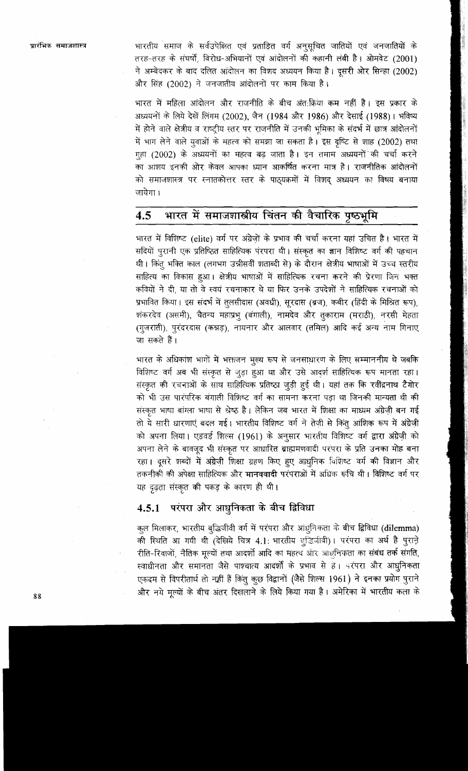भारतीय समाज के सर्वउपेक्षित एवं प्रताड़ित वर्ग अनुसूचित जातियों एवं जनजातियों के तरह-तरह के संघर्षों, विरोध-अभियानों एवं आंदोलनों की कहानी लंबी है। ओमवेट (2001) ने अम्बेडकर के बाद दलित आंदोलन का विशद अध्ययन किया है। दूसरी ओर सिन्हा (2002) और सिंह (2002) ने जनजातीय आंदोलनों पर काम किया है।

भारत में महिला आंदोलन और राजनीति के बीच अंतःक्रिया कम नहीं है। इस प्रकार के अध्ययनों के लिये देखें लिंगम (2002), जैन (1984 और 1986) और देसाई (1988)। भविष्य में होने वाले क्षेत्रीय व राष्ट्रीय स्तर पर राजनीति में उनकी भूमिका के संदर्भ में छात्र आंदोलनों में भाग लेने वाले युवाओं के महत्व को समझा जा सकता है। इस दृष्टि से शाह (2002) तथा गुहा (2002) के अध्ययनों का महत्व बढ़ जाता है। इन तमाम अध्ययनों की चर्चा करने का आशय इनकी ओर केवल आपका ध्यान आकर्षित करना मात्र है। राजनीतिक आंदोलनों को समाजशास्त्र पर स्नातकोत्तर स्तर के पाठ्यक्रमों में विशद् अध्ययन का विषय बनाया जायेगा।

## 4.5 भारत में समाजशास्त्रीय चिंतन की वैचारिक पृष्ठभूमि

भारत में विशिष्ट (elite) वर्ग पर अंग्रेज़ों के प्रभाव की चर्चा करना यहां उचित है। भारत में सदियों पुरानी एक प्रतिष्ठित साहित्यिक परंपरा थी। संस्कृत का ज्ञान विशिष्ट वर्ग की पहचान थी। किंतु भक्ति काल (लगभग उन्नीसवीं शताब्दी से) के दौरान क्षेत्रीय भाषाओं में उच्च स्तरीय साहित्य का विकास हुआ। क्षेत्रीय भाषाओं में साहित्यिक रचना करने की प्रेरणा जिन भक्त कवियों ने दी, या तो वे स्वयं रचनाकार थे या फिर उनके उपदेशों ने साहित्यिक रचनाओं को प्रभावित किया। इस संदर्भ में तुलसीदास (अवधी), सूरदास (ब्रज), कबीर (हिंदी के मिश्रित रूप), शंकरदेव (असमी), चैतन्य महाप्रभु (बंगाली), नामदेव और तुकाराम (मराठी), नरसी मेहता (गुजराती), पुरंदरदास (कन्नड़), नायनार और आलवार (तमिल) आदि कई अन्य नाम गिनाए जा सकते हैं।

भारत के अधिकांश भागों में भक्तजन मुख्य रूप से जनसाधारण के लिए सम्माननीय थे जबकि विशिष्ट वर्ग अब भी संस्कृत से जुड़ा हुआ था और उसे आदर्श साहित्यिक रूप मानता रहा। संस्कृत की रचनाओं के साथ साहित्यिक प्रतिष्ठा जुड़ी हुई थी। यहां तक कि रवींद्रनाथ टैगोर को भी उस पारंपरिक बंगाली विशिष्ट वर्ग का सामना करना पड़ा था जिनकी मान्यता थी की संस्कृत भाषा बांग्ला भाषा से श्रेष्ठ है। लेकिन जब भारत में शिक्षा का माध्यम अंग्रेज़ी बन गई तो ये सारी धारणाएं बदल गई। भारतीय विशिष्ट वर्ग ने तेज़ी से किंतु आंशिक रूप में अंग्रेज़ी को अपना लिया। एडवर्ड शिल्स (1961) के अनुसार भारतीय विशिष्ट वर्ग द्वारा अंग्रेज़ी को अपना लेने के बावजूद भी संस्कृत पर आधारित ब्राह्मणवादी परंपरा के प्रति उनका मोह बना रहा। दूसरे शब्दों में अंग्रेज़ी शिक्षा ग्रहण किए हुए आधुनिक विशिष्ट वर्ग की विज्ञान और तकनीकी की अपेक्षा साहित्यिक और **मानववादी** परंपराओं में अधिक रूचि थी। विशिष्ट वर्ग पर यह दृढ़ता संस्कृत की पकड़ के कारण ही थी।

### 4.5.1 परंपरा और आधुनिकता के बीच द्विविधा

कुल मिलाकर, भारतीय बुद्धिजीवी वर्ग में परंपरा और आधुनिकता के बीच द्विविधा (**dilemma**) की स्थिति आ गयी थी (देखिये चित्र 4.1: भारतीय बुद्धिजीवी)। परंपरा का अर्थ है पुराने रीति-रिवाजों, नैतिक मूल्यों तथा आदर्शों आदि का महत्व और आधुनिकता का संबंध तर्क संगति, स्वाधीनता और समानता जैसे पाश्चात्य आदर्शों के प्रभाव से है। परंपरा और आधुनिकता एकदम से विपरीतार्थ तो नहीं हैं किंतु कुछ विद्वानों (जैसे शिल्स 1961) ने इनका प्रयोग पुराने और नये मूल्यों के बीच अंतर दिखलाने के लिये किया गया है। अमेरिका में भारतीय कला के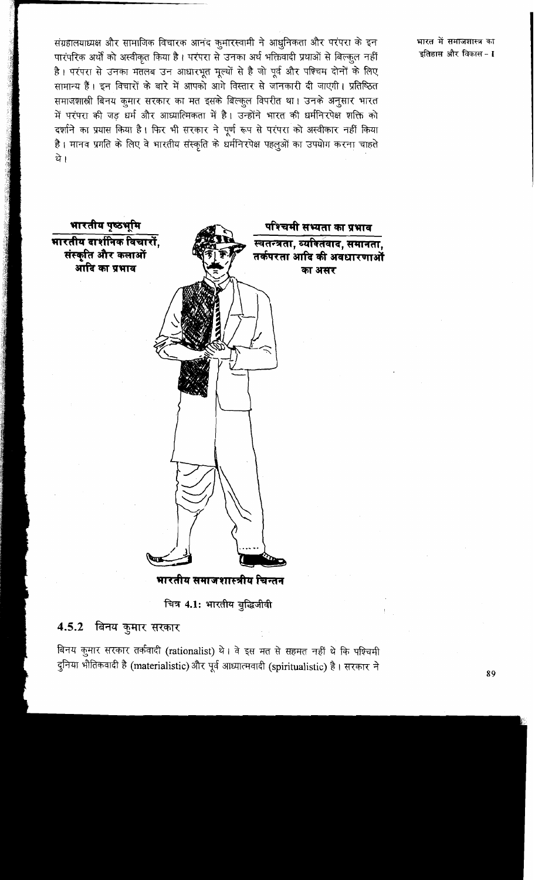संग्रहालयाध्यक्ष और सामाजिक विचारक आनंद कुमारस्वामी ने आधुनिकता और परंपरा के इन पारंपरिक अर्थों को अस्वीकृत किया है। परंपरा से उनका अर्थ भक्तिवादी प्रथाओं से बिल्कुल नहीं है। परंपरा से उनका मतलब उन आधारभूत मूल्यों से है जो पूर्व और पश्चिम दोनों के लिए सामान्य हैं। इन विचारों के बारे में आपको आगे विस्तार से जानकारी दी जाएगी। प्रतिष्ठित समाजशास्त्री बिनय कुमार सरकार का मत इसके बिल्कुल विपरीत था। उनके अनुसार भारत में परंपरा की जड़ धर्म और आध्यात्मिकता में है। उन्होंने भारत की धर्मनिरपेक्ष शक्ति को दर्शाने का प्रयास किया है। फिर भी सरकार ने पूर्ण रूप से परंपरा को अस्वीकार नहीं किया है। मानव प्रगति के लिए वे भारतीय संस्कृति के धर्मनिरपेक्ष पहलुओं का उपयोग करना चाहते थे।

**भारतीय पृष्ठभूमि**
**भारतीय दार्शनिक विचारों, संस्कृति और कलाओं आदि का प्रभाव**

**पश्चिमी सभ्यता का प्रभाव**
**स्वतन्त्रता, व्यक्तिवाद, समानता, तर्कपरता आदि की अवधारणाओं का असर**

**भारतीय समाजशास्त्रीय चिन्तन**

चित्र 4.1: भारतीय बुद्धिजीवी

### 4.5.2 बिनय कुमार सरकार

बिनय कुमार सरकार तर्कवादी (rationalist) थे। वे इस मत से सहमत नहीं थे कि पश्चिमी दुनिया भौतिकवादी है (materialistic) और पूर्व आध्यात्मवादी (spiritualistic) है। सरकार ने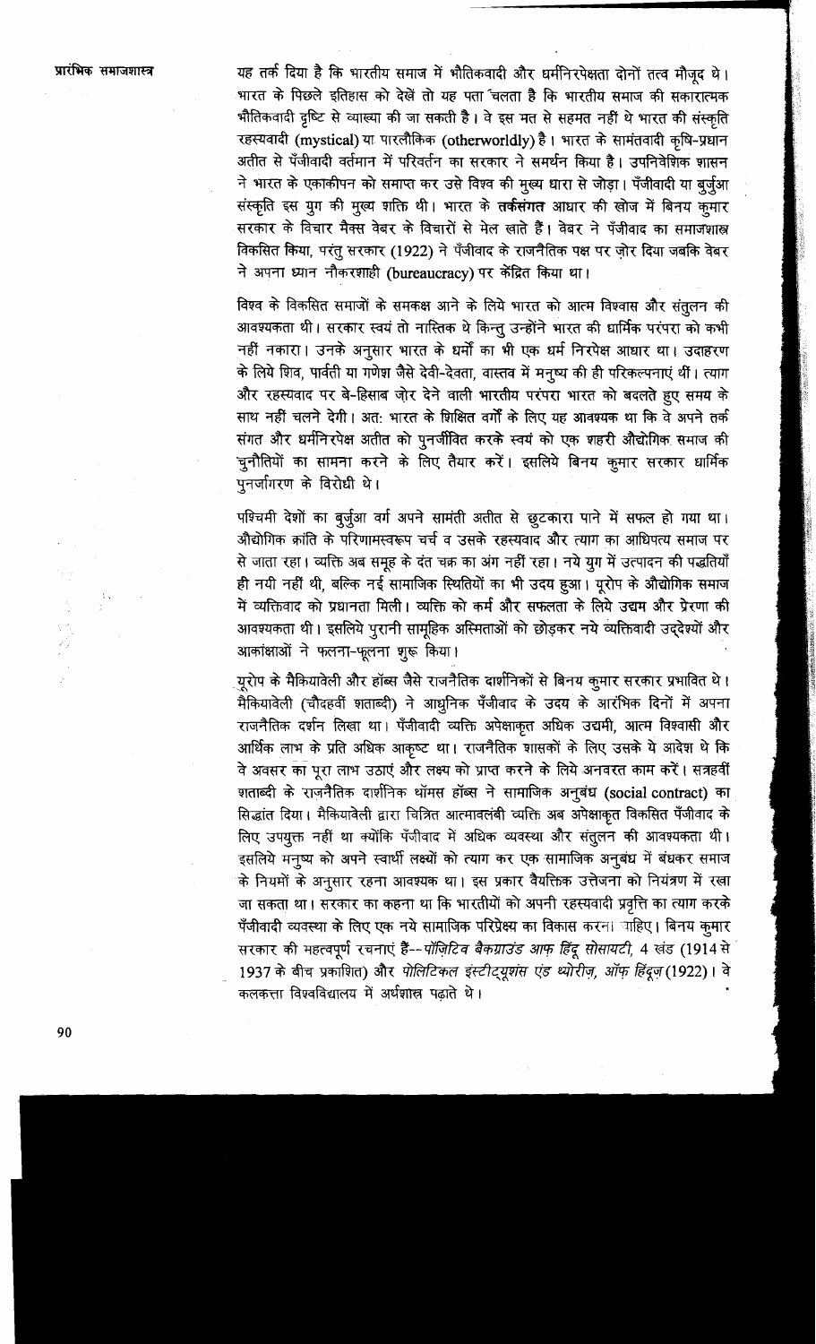यह तर्क दिया है कि भारतीय समाज में भौतिकवादी और धर्मनिरपेक्षता दोनों तत्व मौजूद थे। भारत के पिछले इतिहास को देखें तो यह पता चलता है कि भारतीय समाज की सकारात्मक भौतिकवादी दृष्टि से व्याख्या की जा सकती है। वे इस मत से सहमत नहीं थे भारत की संस्कृति रहस्यवादी (mystical) या पारलौकिक (otherworldly) है। भारत के सामंतवादी कृषि-प्रधान अतीत से पँजीवादी वर्तमान में परिवर्तन का सरकार ने समर्थन किया है। उपनिवेशिक शासन ने भारत के एकाकीपन को समाप्त कर उसे विश्व की मुख्य धारा से जोड़ा। पँजीवादी या बुर्जुआ संस्कृति इस युग की मुख्य शक्ति थी। भारत के **तर्कसंगत** आधार की खोज में बिनय कुमार सरकार के विचार मैक्स वेबर के विचारों से मेल खाते हैं। वेबर ने पँजीवाद का समाजशास्त्र विकसित किया, परंतु सरकार (1922) ने पँजीवाद के राजनैतिक पक्ष पर ज़ोर दिया जबकि वेबर ने अपना ध्यान नौकरशाही (bureaucracy) पर केंद्रित किया था।

विश्व के विकसित समाजों के समकक्ष आने के लिये भारत को आत्म विश्वास और संतुलन की आवश्यकता थी। सरकार स्वयं तो नास्तिक थे किन्तु उन्होंने भारत की धार्मिक परंपरा को कभी नहीं नकारा। उनके अनुसार भारत के धर्मों का भी एक धर्म निरपेक्ष आधार था। उदाहरण के लिये शिव, पार्वती या गणेश जैसे देवी-देवता, वास्तव में मनुष्य की ही परिकल्पनाएं थीं। त्याग और रहस्यवाद पर बे-हिसाब ज़ोर देने वाली भारतीय परंपरा भारत को बदलते हुए समय के साथ नहीं चलने देगी। अतः भारत के शिक्षित वर्गों के लिए यह आवश्यक था कि वे अपने तर्क संगत और धर्मनिरपेक्ष अतीत को पुनर्जीवित करके स्वयं को एक शहरी औद्योगिक समाज की चुनौतियों का सामना करने के लिए तैयार करें। इसलिये बिनय कुमार सरकार धार्मिक पुनर्जागरण के विरोधी थे।

पश्चिमी देशों का बुर्जुआ वर्ग अपने सामंती अतीत से छुटकारा पाने में सफल हो गया था। औद्योगिक क्रांति के परिणामस्वरूप चर्च व उसके रहस्यवाद और त्याग का आधिपत्य समाज पर से जाता रहा। व्यक्ति अब समूह के दंत चक्र का अंग नहीं रहा। नये युग में उत्पादन की पद्धतियाँ ही नयी नहीं थी, बल्कि नई सामाजिक स्थितियों का भी उदय हुआ। यूरोप के औद्योगिक समाज में व्यक्तिवाद को प्रधानता मिली। व्यक्ति को कर्म और सफलता के लिये उद्यम और प्रेरणा की आवश्यकता थी। इसलिये पुरानी सामूहिक अस्मिताओं को छोड़कर नये व्यक्तिवादी उद्देश्यों और आकांक्षाओं ने फलना-फूलना शुरू किया।

यूरोप के मैकियावेली और हॉब्स जैसे राजनैतिक दार्शनिकों से बिनय कुमार सरकार प्रभावित थे। मैकियावेली (चौदहवीं शताब्दी) ने आधुनिक पँजीवाद के उदय के आरंभिक दिनों में अपना राजनैतिक दर्शन लिखा था। पँजीवादी व्यक्ति अपेक्षाकृत अधिक उद्यमी, आत्म विश्वासी और आर्थिक लाभ के प्रति अधिक आकृष्ट था। राजनैतिक शासकों के लिए उसके ये आदेश थे कि वे अवसर का पूरा लाभ उठाएं और लक्ष्य को प्राप्त करने के लिये अनवरत काम करें। सत्रहवीं शताब्दी के राजनैतिक दार्शनिक थॉमस हॉब्स ने सामाजिक अनुबंध (social contract) का सिद्धांत दिया। मैकियावेली द्वारा चित्रित आत्मावलंबी व्यक्ति अब अपेक्षाकृत विकसित पँजीवाद के लिए उपयुक्त नहीं था क्योंकि पँजीवाद में अधिक व्यवस्था और संतुलन की आवश्यकता थी। इसलिये मनुष्य को अपने स्वार्थी लक्ष्यों को त्याग कर एक सामाजिक अनुबंध में बंधकर समाज के नियमों के अनुसार रहना आवश्यक था। इस प्रकार वैयक्तिक उत्तेजना को नियंत्रण में रखा जा सकता था। सरकार का कहना था कि भारतीयों को अपनी रहस्यवादी प्रवृत्ति का त्याग करके पँजीवादी व्यवस्था के लिए एक नये सामाजिक परिप्रेक्ष्य का विकास करना चाहिए। बिनय कुमार सरकार की महत्वपूर्ण रचनाएं हैं--*पॉज़िटिव बैकग्राउंड आफ़ हिंदू सोसायटी*, 4 खंड (1914 से 1937 के बीच प्रकाशित) और *पोलिटिकल इंस्टीट्यूशंस एंड थ्योरीज़, ऑफ़ हिंदूज़* (1922)। वे कलकत्ता विश्वविद्यालय में अर्थशास्त्र पढ़ाते थे।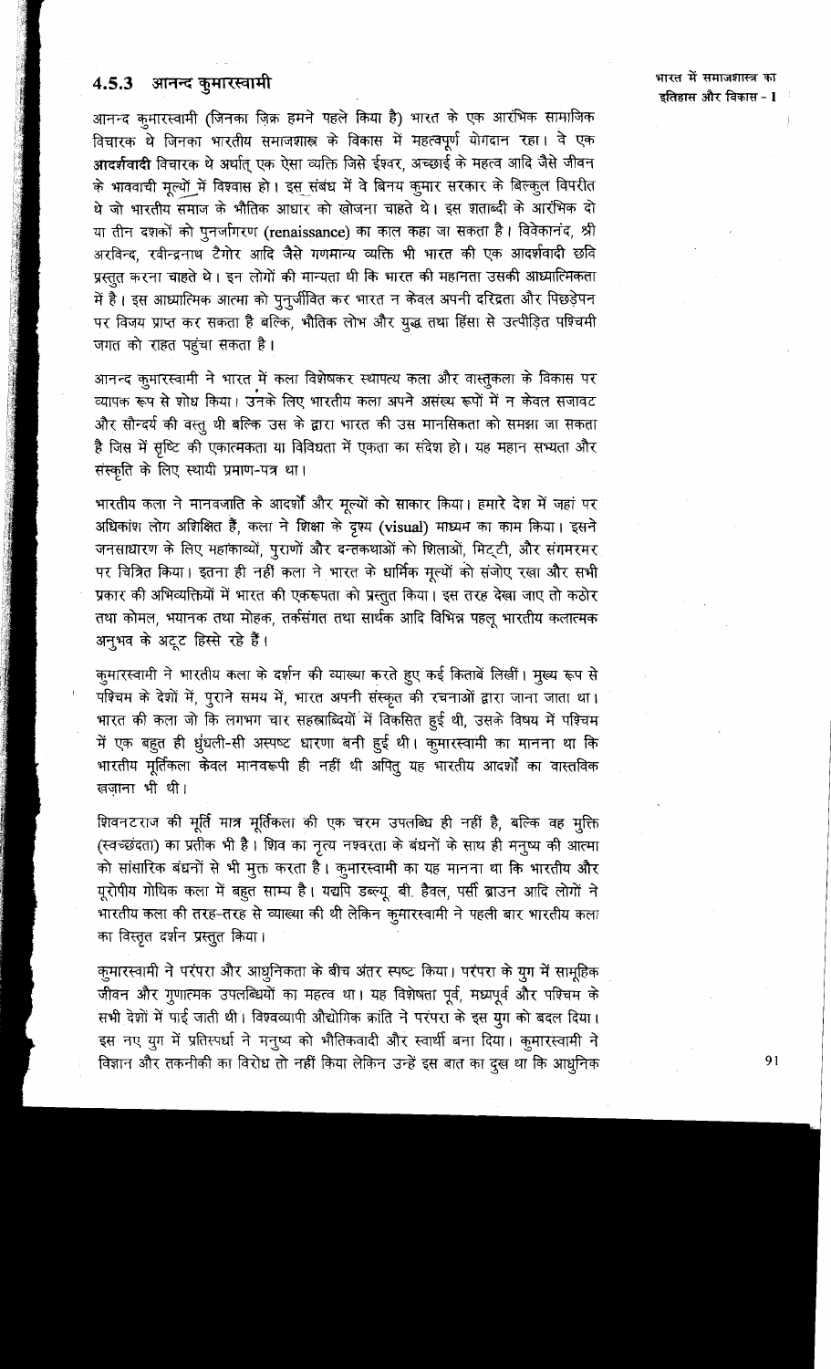### 4.5.3 आनन्द कुमारस्वामी

आनन्द कुमारस्वामी (जिनका ज़िक्र हमने पहले किया है) भारत के एक आरंभिक सामाजिक विचारक थे जिनका भारतीय समाजशास्त्र के विकास में महत्वपूर्ण योगदान रहा। वे एक **आदर्शवादी** विचारक थे अर्थात् एक ऐसा व्यक्ति जिसे ईश्वर, अच्छाई के महत्व आदि जैसे जीवन के भाववाची मूल्यों में विश्वास हो। इस संबंध में वे बिनय कुमार सरकार के बिल्कुल विपरीत थे जो भारतीय समाज के भौतिक आधार को खोजना चाहते थे। इस शताब्दी के आरंभिक दो या तीन दशकों को पुनर्जागरण (renaissance) का काल कहा जा सकता है। विवेकानंद, श्री अरविन्द, रवीन्द्रनाथ टैगोर आदि जैसे गणमान्य व्यक्ति भी भारत की एक आदर्शवादी छवि प्रस्तुत करना चाहते थे। इन लोगों की मान्यता थी कि भारत की महानता उसकी आध्यात्मिकता में है। इस आध्यात्मिक आत्मा को पुनर्जीवित कर भारत न केवल अपनी दरिद्रता और पिछड़ेपन पर विजय प्राप्त कर सकता है बल्कि, भौतिक लोभ और युद्ध तथा हिंसा से उत्पीड़ित पश्चिमी जगत को राहत पहुंचा सकता है।

आनन्द कुमारस्वामी ने भारत में कला विशेषकर स्थापत्य कला और वास्तुकला के विकास पर व्यापक रूप से शोध किया। उनके लिए भारतीय कला अपने असंख्य रूपों में न केवल सजावट और सौन्दर्य की वस्तु थी बल्कि उस के द्वारा भारत की उस मानसिकता को समझा जा सकता है जिस में सृष्टि की एकात्मकता या विविधता में एकता का संदेश हो। यह महान सभ्यता और संस्कृति के लिए स्थायी प्रमाण-पत्र था।

भारतीय कला ने मानवजाति के आदर्शों और मूल्यों को साकार किया। हमारे देश में जहां पर अधिकांश लोग अशिक्षित हैं, कला ने शिक्षा के दृश्य (visual) माध्यम का काम किया। इसने जनसाधारण के लिए महाकाव्यों, पुराणों और दन्तकथाओं को शिलाओं, मिट्टी, और संगमरमर पर चित्रित किया। इतना ही नहीं कला ने भारत के धार्मिक मूल्यों को संजोए रखा और सभी प्रकार की अभिव्यक्तियों में भारत की एकरूपता को प्रस्तुत किया। इस तरह देखा जाए तो कठोर तथा कोमल, भयानक तथा मोहक, तर्कसंगत तथा सार्थक आदि विभिन्न पहलू भारतीय कलात्मक अनुभव के अटूट हिस्से रहे हैं।

कुमारस्वामी ने भारतीय कला के दर्शन की व्याख्या करते हुए कई किताबें लिखीं। मुख्य रूप से पश्चिम के देशों में, पुराने समय में, भारत अपनी संस्कृत की रचनाओं द्वारा जाना जाता था। भारत की कला जो कि लगभग चार सहस्राब्दियों में विकसित हुई थी, उसके विषय में पश्चिम में एक बहुत ही धुंधली-सी अस्पष्ट धारणा बनी हुई थी। कुमारस्वामी का मानना था कि भारतीय मूर्तिकला केवल मानवरूपी ही नहीं थी अपितु यह भारतीय आदर्शों का वास्तविक खज़ाना भी थी।

शिवनटराज की मूर्ति मात्र मूर्तिकला की एक चरम उपलब्धि ही नहीं है, बल्कि वह मुक्ति (स्वच्छंदता) का प्रतीक भी है। शिव का नृत्य नश्वरता के बंधनों के साथ ही मनुष्य की आत्मा को सांसारिक बंधनों से भी मुक्त करता है। कुमारस्वामी का यह मानना था कि भारतीय और यूरोपीय गोथिक कला में बहुत साम्य है। यद्यपि डब्ल्यू. बी. हैवल, पर्सी ब्राउन आदि लोगों ने भारतीय कला की तरह-तरह से व्याख्या की थी लेकिन कुमारस्वामी ने पहली बार भारतीय कला का विस्तृत दर्शन प्रस्तुत किया।

कुमारस्वामी ने परंपरा और आधुनिकता के बीच अंतर स्पष्ट किया। परंपरा के युग में सामूहिक जीवन और गुणात्मक उपलब्धियों का महत्व था। यह विशेषता पूर्व, मध्यपूर्व और पश्चिम के सभी देशों में पाई जाती थी। विश्वव्यापी औद्योगिक क्रांति ने परंपरा के इस युग को बदल दिया। इस नए युग में प्रतिस्पर्धा ने मनुष्य को भौतिकवादी और स्वार्थी बना दिया। कुमारस्वामी ने विज्ञान और तकनीकी का विरोध तो नहीं किया लेकिन उन्हें इस बात का दुख था कि आधुनिक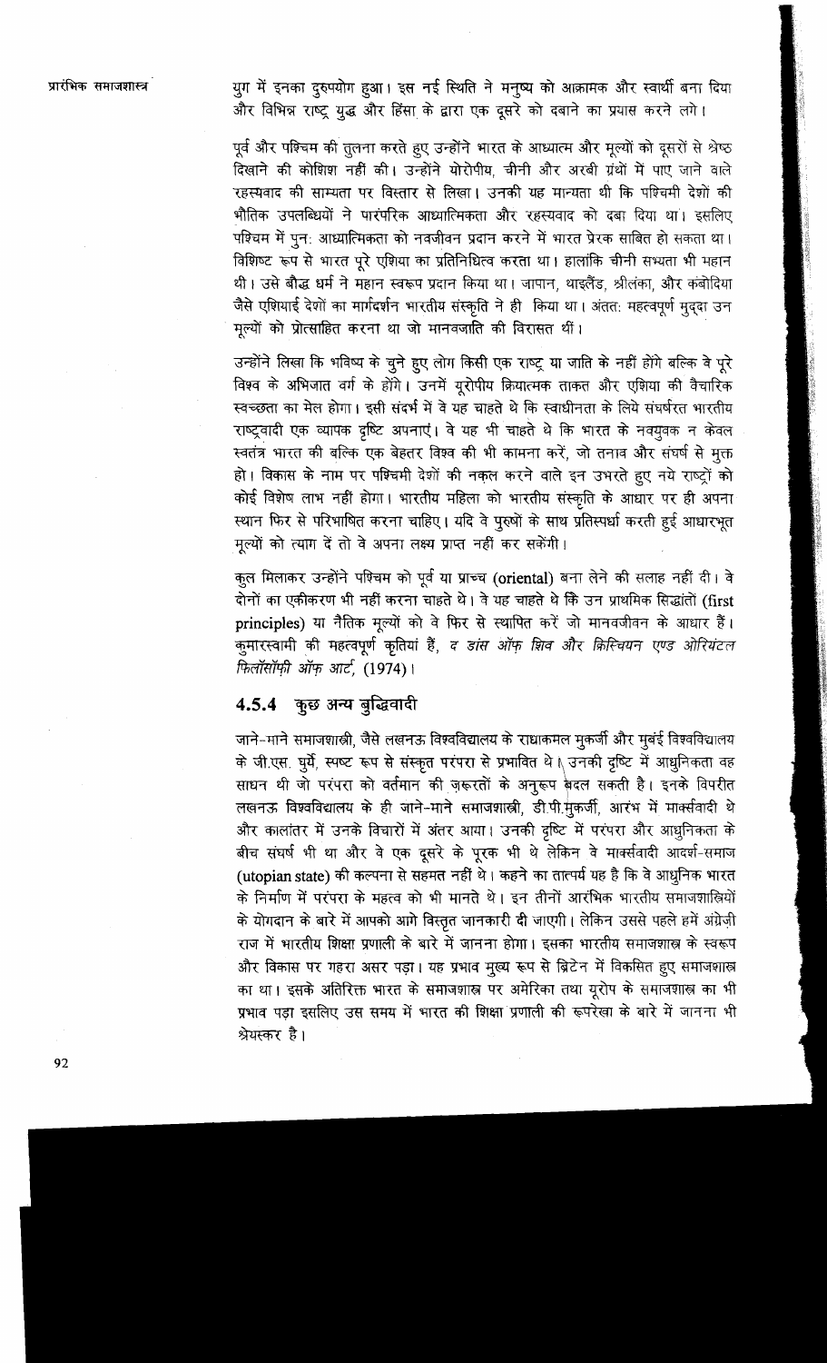युग में इनका दुरुपयोग हुआ। इस नई स्थिति ने मनुष्य को आक्रामक और स्वार्थी बना दिया और विभिन्न राष्ट्र युद्ध और हिंसा के द्वारा एक दूसरे को दबाने का प्रयास करने लगे।

पूर्व और पश्चिम की तुलना करते हुए उन्होंने भारत के आध्यात्म और मूल्यों को दूसरों से श्रेष्ठ दिखाने की कोशिश नहीं की। उन्होंने योरोपीय, चीनी और अरबी ग्रंथों में पाए जाने वाले रहस्यवाद की साम्यता पर विस्तार से लिखा। उनकी यह मान्यता थी कि पश्चिमी देशों की भौतिक उपलब्धियों ने पारंपरिक आध्यात्मिकता और रहस्यवाद को दबा दिया था। इसलिए पश्चिम में पुनः आध्यात्मिकता को नवजीवन प्रदान करने में भारत प्रेरक साबित हो सकता था। विशिष्ट रूप से भारत पूरे एशिया का प्रतिनिधित्व करता था। हालांकि चीनी सभ्यता भी महान थी। उसे बौद्ध धर्म ने महान स्वरूप प्रदान किया था। जापान, थाइलैंड, श्रीलंका, और कंबोडिया जैसे एशियाई देशों का मार्गदर्शन भारतीय संस्कृति ने ही किया था। अंततः महत्वपूर्ण मुद्दा उन मूल्यों को प्रोत्साहित करना था जो मानवजाति की विरासत थीं।

उन्होंने लिखा कि भविष्य के चुने हुए लोग किसी एक राष्ट्र या जाति के नहीं होंगे बल्कि वे पूरे विश्व के अभिजात वर्ग के होंगे। उनमें यूरोपीय क्रियात्मक ताकत और एशिया की वैचारिक स्वच्छता का मेल होगा। इसी संदर्भ में वे यह चाहते थे कि स्वाधीनता के लिये संघर्षरत भारतीय राष्ट्रवादी एक व्यापक दृष्टि अपनाएं। वे यह भी चाहते थे कि भारत के नवयुवक न केवल स्वतंत्र भारत की बल्कि एक बेहतर विश्व की भी कामना करें, जो तनाव और संघर्ष से मुक्त हो। विकास के नाम पर पश्चिमी देशों की नकल करने वाले इन उभरते हुए नये राष्ट्रों को कोई विशेष लाभ नहीं होगा। भारतीय महिला को भारतीय संस्कृति के आधार पर ही अपना स्थान फिर से परिभाषित करना चाहिए। यदि वे पुरुषों के साथ प्रतिस्पर्धा करती हुई आधारभूत मूल्यों को त्याग दें तो वे अपना लक्ष्य प्राप्त नहीं कर सकेंगी।

कुल मिलाकर उन्होंने पश्चिम को पूर्व या प्राच्य (oriental) बना लेने की सलाह नहीं दी। वे दोनों का एकीकरण भी नहीं करना चाहते थे। वे यह चाहते थे कि उन प्राथमिक सिद्धांतों (first principles) या नैतिक मूल्यों को वे फिर से स्थापित करें जो मानवजीवन के आधार हैं। कुमारस्वामी की महत्वपूर्ण कृतियां हैं, *द डांस ऑफ़ शिव और क्रिश्चियन एण्ड ओरियंटल फिलॉसॉफी ऑफ़ आर्ट*, (1974)।

### 4.5.4 कुछ अन्य बुद्धिवादी

जाने-माने समाजशास्त्री, जैसे लखनऊ विश्वविद्यालय के राधाकमल मुकर्जी और मुंबई विश्वविद्यालय के जी.एस. घुर्ये, स्पष्ट रूप से संस्कृत परंपरा से प्रभावित थे। उनकी दृष्टि में आधुनिकता वह साधन थी जो परंपरा को वर्तमान की ज़रूरतों के अनुरूप बदल सकती है। इनके विपरीत लखनऊ विश्वविद्यालय के ही जाने-माने समाजशास्त्री, डी.पी.मुकर्जी, आरंभ में मार्क्सवादी थे और कालांतर में उनके विचारों में अंतर आया। उनकी दृष्टि में परंपरा और आधुनिकता के बीच संघर्ष भी था और वे एक दूसरे के पूरक भी थे लेकिन वे मार्क्सवादी आदर्श-समाज (utopian state) की कल्पना से सहमत नहीं थे। कहने का तात्पर्य यह है कि वे आधुनिक भारत के निर्माण में परंपरा के महत्व को भी मानते थे। इन तीनों आरंभिक भारतीय समाजशास्त्रियों के योगदान के बारे में आपको आगे विस्तृत जानकारी दी जाएगी। लेकिन उससे पहले हमें अंग्रेज़ी राज में भारतीय शिक्षा प्रणाली के बारे में जानना होगा। इसका भारतीय समाजशास्त्र के स्वरूप और विकास पर गहरा असर पड़ा। यह प्रभाव मुख्य रूप से ब्रिटेन में विकसित हुए समाजशास्त्र का था। इसके अतिरिक्त भारत के समाजशास्त्र पर अमेरिका तथा यूरोप के समाजशास्त्र का भी प्रभाव पड़ा इसलिए उस समय में भारत की शिक्षा प्रणाली की रूपरेखा के बारे में जानना भी श्रेयस्कर है।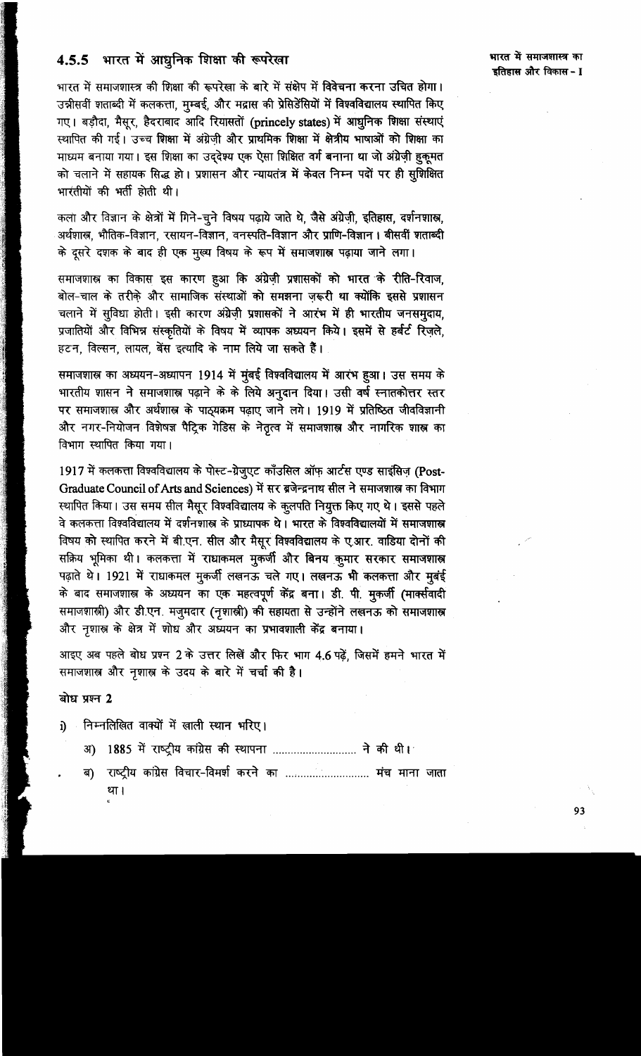### 4.5.5 भारत में आधुनिक शिक्षा की रूपरेखा

भारत में समाजशास्त्र की शिक्षा की रूपरेखा के बारे में संक्षेप में विवेचना करना उचित होगा। उन्नीसवीं शताब्दी में कलकत्ता, मुम्बई, और मद्रास की प्रेसिडेंसियों में विश्वविद्यालय स्थापित किए गए। बड़ौदा, मैसूर, हैदराबाद आदि रियासतों (princely states) में आधुनिक शिक्षा संस्थाएं स्थापित की गई। उच्च शिक्षा में अंग्रेज़ी और प्राथमिक शिक्षा में क्षेत्रीय भाषाओं को शिक्षा का माध्यम बनाया गया। इस शिक्षा का उद्देश्य एक ऐसा शिक्षित वर्ग बनाना था जो अंग्रेज़ी हुकूमत को चलाने में सहायक सिद्ध हो। प्रशासन और न्यायतंत्र में केवल निम्न पदों पर ही सुशिक्षित भारतीयों की भर्ती होती थी।

कला और विज्ञान के क्षेत्रों में गिने-चुने विषय पढ़ाये जाते थे, जैसे अंग्रेज़ी, इतिहास, दर्शनशास्त्र, अर्थशास्त्र, भौतिक-विज्ञान, रसायन-विज्ञान, वनस्पति-विज्ञान और प्राणि-विज्ञान। बीसवीं शताब्दी के दूसरे दशक के बाद ही एक मुख्य विषय के रूप में समाजशास्त्र पढ़ाया जाने लगा।

समाजशास्त्र का विकास इस कारण हुआ कि अंग्रेज़ी प्रशासकों को भारत के रीति-रिवाज, बोल-चाल के तरीके और सामाजिक संस्थाओं को समझना ज़रूरी था क्योंकि इससे प्रशासन चलाने में सुविधा होती। इसी कारण अंग्रेज़ी प्रशासकों ने आरंभ में ही भारतीय जनसमुदाय, प्रजातियों और विभिन्न संस्कृतियों के विषय में व्यापक अध्ययन किये। इसमें से हर्बर्ट रिज़ले, हटन, विल्सन, लायल, बेंस इत्यादि के नाम लिये जा सकते हैं।

समाजशास्त्र का अध्ययन-अध्यापन 1914 में मुंबई विश्वविद्यालय में आरंभ हुआ। उस समय के भारतीय शासन ने समाजशास्त्र पढ़ाने के के लिये अनुदान दिया। उसी वर्ष स्नातकोत्तर स्तर पर समाजशास्त्र और अर्थशास्त्र के पाठ्यक्रम पढ़ाए जाने लगे। 1919 में प्रतिष्ठित जीवविज्ञानी और नगर-नियोजन विशेषज्ञ पैट्रिक गेडिस के नेतृत्व में समाजशास्त्र और नागरिक शास्त्र का विभाग स्थापित किया गया।

1917 में कलकत्ता विश्वविद्यालय के पोस्ट-ग्रेजुएट कॉउंसिल ऑफ़ आर्टस एण्ड साइंसिज़ (**Post-Graduate Council of Arts and Sciences**) में सर ब्रजेन्द्रनाथ सील ने समाजशास्त्र का विभाग स्थापित किया। उस समय सील मैसूर विश्वविद्यालय के कुलपति नियुक्त किए गए थे। इससे पहले वे कलकत्ता विश्वविद्यालय में दर्शनशास्त्र के प्राध्यापक थे। भारत के विश्वविद्यालयों में समाजशास्त्र विषय को स्थापित करने में बी.एन. सील और मैसूर विश्वविद्यालय के ए.आर. वाडिया दोनों की सक्रिय भूमिका थी। कलकत्ता में राधाकमल मुकर्जी और बिनय कुमार सरकार समाजशास्त्र पढ़ाते थे। 1921 में राधाकमल मुकर्जी लखनऊ चले गए। लखनऊ भी कलकत्ता और मुंबई के बाद समाजशास्त्र के अध्ययन का एक महत्वपूर्ण केंद्र बना। डी. पी. मुकर्जी (मार्क्सवादी समाजशास्त्री) और डी.एन. मजुमदार (नृशास्त्री) की सहायता से उन्होंने लखनऊ को समाजशास्त्र और नृशास्त्र के क्षेत्र में शोध और अध्ययन का प्रभावशाली केंद्र बनाया।

आइए अब पहले बोध प्रश्न 2 के उत्तर लिखें और फिर भाग 4.6 पढ़ें, जिसमें हमने भारत में समाजशास्त्र और नृशास्त्र के उदय के बारे में चर्चा की है।

**बोध प्रश्न 2**

i) निम्नलिखित वाक्यों में खाली स्थान भरिए।

अ) 1885 में राष्ट्रीय कांग्रेस की स्थापना .......................... ने की थी।

ब) राष्ट्रीय कांग्रेस विचार-विमर्श करने का .......................... मंच माना जाता था।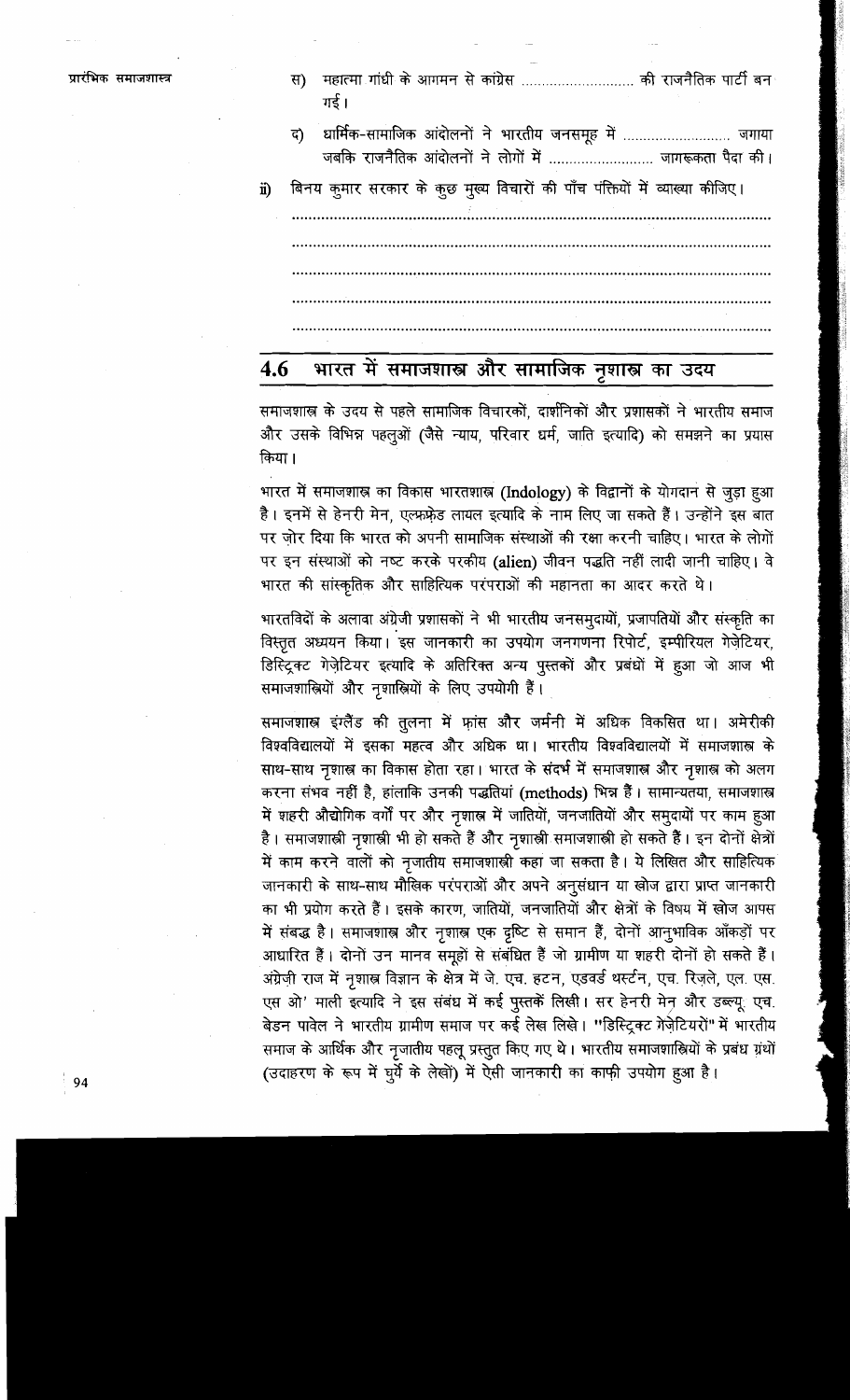स) महात्मा गांधी के आगमन से कांग्रेस ............................ की राजनैतिक पार्टी बन गई।

द) धार्मिक-सामाजिक आंदोलनों ने भारतीय जनसमूह में .......................... जगाया जबकि राजनैतिक आंदोलनों ने लोगों में .......................... जागरूकता पैदा की।

ii) बिनय कुमार सरकार के कुछ मुख्य विचारों की पाँच पंक्तियों में व्याख्या कीजिए।

..................................................................................................................

..................................................................................................................

..................................................................................................................

..................................................................................................................

..................................................................................................................

## 4.6 भारत में समाजशास्त्र और सामाजिक नृशास्त्र का उदय

समाजशास्त्र के उदय से पहले सामाजिक विचारकों, दार्शनिकों और प्रशासकों ने भारतीय समाज और उसके विभिन्न पहलुओं (जैसे न्याय, परिवार धर्म, जाति इत्यादि) को समझने का प्रयास किया।

भारत में समाजशास्त्र का विकास भारतशास्त्र (Indology) के विद्वानों के योगदान से जुड़ा हुआ है। इनमें से हेनरी मेन, एल्फ्रेड लायल इत्यादि के नाम लिए जा सकते हैं। उन्होंने इस बात पर ज़ोर दिया कि भारत को अपनी सामाजिक संस्थाओं की रक्षा करनी चाहिए। भारत के लोगों पर इन संस्थाओं को नष्ट करके परकीय (alien) जीवन पद्धति नहीं लादी जानी चाहिए। वे भारत की सांस्कृतिक और साहित्यिक परंपराओं की महानता का आदर करते थे।

भारतविदों के अलावा अंग्रेजी प्रशासकों ने भी भारतीय जनसमुदायों, प्रजापतियों और संस्कृति का विस्तृत अध्ययन किया। इस जानकारी का उपयोग जनगणना रिपोर्ट, इम्पीरियल गेज़ेटियर, डिस्ट्रिक्ट गेज़ेटियर इत्यादि के अतिरिक्त अन्य पुस्तकों और प्रबंधों में हुआ जो आज भी समाजशास्त्रियों और नृशास्त्रियों के लिए उपयोगी हैं।

समाजशास्त्र इंग्लैंड की तुलना में फ्रांस और जर्मनी में अधिक विकसित था। अमेरीकी विश्वविद्यालयों में इसका महत्व और अधिक था। भारतीय विश्वविद्यालयों में समाजशास्त्र के साथ-साथ नृशास्त्र का विकास होता रहा। भारत के संदर्भ में समाजशास्त्र और नृशास्त्र को अलग करना संभव नहीं है, हालांकि उनकी पद्धतियां (methods) भिन्न हैं। सामान्यतया, समाजशास्त्र में शहरी औद्योगिक वर्गों पर और नृशास्त्र में जातियों, जनजातियों और समुदायों पर काम हुआ है। समाजशास्त्री नृशास्त्री भी हो सकते हैं और नृशास्त्री समाजशास्त्री हो सकते हैं। इन दोनों क्षेत्रों में काम करने वालों को नृजातीय समाजशास्त्री कहा जा सकता है। ये लिखित और साहित्यिक जानकारी के साथ-साथ मौखिक परंपराओं और अपने अनुसंधान या खोज द्वारा प्राप्त जानकारी का भी प्रयोग करते हैं। इसके कारण, जातियों, जनजातियों और क्षेत्रों के विषय में खोज आपस में संबद्ध है। समाजशास्त्र और नृशास्त्र एक दृष्टि से समान हैं, दोनों आनुभाविक आँकड़ों पर आधारित हैं। दोनों उन मानव समूहों से संबंधित हैं जो ग्रामीण या शहरी दोनों हो सकते हैं। अंग्रेज़ी राज में नृशास्त्र विज्ञान के क्षेत्र में जे. एच. हटन, एडवर्ड थर्स्टन, एच. रिज़ले, एल. एस. एस ओ' माली इत्यादि ने इस संबंध में कई पुस्तकें लिखी। सर हेनरी मेन और डब्ल्यू. एच. बेडन पावेल ने भारतीय ग्रामीण समाज पर कई लेख लिखे। "डिस्ट्रिक्ट गेज़ेटियरों" में भारतीय समाज के आर्थिक और नृजातीय पहलू प्रस्तुत किए गए थे। भारतीय समाजशास्त्रियों के प्रबंध ग्रंथों (उदाहरण के रूप में घुर्ये के लेखों) में ऐसी जानकारी का काफ़ी उपयोग हुआ है।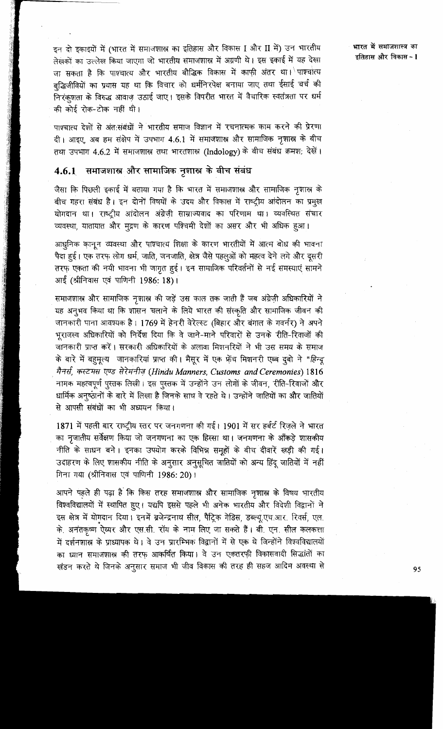इन दो इकाइयों में (भारत में समाजशास्त्र का इतिहास और विकास I और II में) उन भारतीय लेखकों का उल्लेख किया जाएगा जो भारतीय समाजशास्त्र में अग्रणी थे। इस इकाई में यह देखा जा सकता है कि पाश्चात्य और भारतीय बौद्धिक विकास में काफ़ी अंतर था। पाश्चात्य बुद्धिजीवियों का प्रयास यह था कि विचार को धर्मनिरपेक्ष बनाया जाए तथा ईसाई चर्च की निरंकुशता के विरुद्ध आवाज़ उठाई जाए। इसके विपरीत भारत में वैचारिक स्वतंत्रता पर धर्म की कोई रोक-टोक नहीं थी।

पाश्चात्य देशों से अंतःसंबंधों ने भारतीय समाज विज्ञान में रचनात्मक काम करने की प्रेरणा दी। आइए, अब हम संक्षेप में उपभाग 4.6.1 में समाजशास्त्र और सामाजिक नृशास्त्र के बीच तथा उपभाग 4.6.2 में समाजशास्त्र तथा भारतशास्त्र (Indology) के बीच संबंध क्रमशः देखें।

### 4.6.1 समाजशास्त्र और सामाजिक नृशास्त्र के बीच संबंध

जैसा कि पिछली इकाई में बताया गया है कि भारत में समाजशास्त्र और सामाजिक नृशास्त्र के बीच गहरा संबंध है। इन दोनों विषयों के उदय और विकास में राष्ट्रीय आंदोलन का प्रमुख योगदान था। राष्ट्रीय आंदोलन अंग्रेज़ी साम्राज्यवाद का परिणाम था। व्यवस्थित संचार व्यवस्था, यातायात और मुद्रण के कारण पश्चिमी देशों का असर और भी अधिक हुआ।

आधुनिक क़ानून व्यवस्था और पाश्चात्य शिक्षा के कारण भारतीयों में आत्म बोध की भावना पैदा हुई। एक तरफ़ लोग धर्म, जाति, जनजाति, क्षेत्र जैसे पहलुओं को महत्व देने लगे और दूसरी तरफ़ एकता की नयी भावना भी जागृत हुई। इन सामाजिक परिवर्तनों से नई समस्याएं सामने आईं (श्रीनिवास एवं पाणिनी 1986: 18)।

समाजशास्त्र और सामाजिक नृशास्त्र की जड़ें उस काल तक जाती हैं जब अंग्रेज़ी अधिकारियों ने यह अनुभव किया था कि शासन चलाने के लिये भारत की संस्कृति और सामाजिक जीवन की जानकारी पाना आवश्यक है। 1769 में हेनरी वेरेल्स्ट (बिहार और बंगाल के गवर्नर) ने अपने भूराजस्व अधिकारियों को निर्देश दिया कि वे जाने-माने परिवारों से उनके रीति-रिवाजों की जानकारी प्राप्त करें। सरकारी अधिकारियों के अलावा मिशनरियों ने भी उस समय के समाज के बारे में बहुमूल्य जानकारियां प्राप्त कीं। मैसूर में एक फ्रेंच मिशनरी एब्ब दुबो ने "*हिन्दू मैनर्स, कस्टमस एण्ड सेरेमनीज़ (Hindu Manners, Customs and Ceremonies)* 1816 नामक महत्वपूर्ण पुस्तक लिखी। इस पुस्तक में उन्होंने उन लोगों के जीवन, रीति-रिवाजों और धार्मिक अनुष्ठानों के बारे में लिखा है जिनके साथ वे रहते थे। उन्होंने जातियों का और जातियों से आपसी संबंधों का भी अध्ययन किया।

1871 में पहली बार राष्ट्रीय स्तर पर जनगणना की गई। 1901 में सर हर्बर्ट रिज़ले ने भारत का नृजातीय सर्वेक्षण किया जो जनगणना का एक हिस्सा था। जनगणना के आँकड़े शासकीय नीति के साधन बने। इनका उपयोग करके विभिन्न समूहों के बीच दीवारें खड़ी की गईं। उदाहरण के लिए शासकीय नीति के अनुसार अनुसूचित जातियों को अन्य हिंदू जातियों में नहीं गिना गया (श्रीनिवास एवं पाणिनी 1986: 20)।

आपने पहले ही पढ़ा है कि किस तरह समाजशास्त्र और सामाजिक नृशास्त्र के विषय भारतीय विश्वविद्यालयों में स्थापित हुए। यद्यपि इससे पहले भी अनेक भारतीय और विदेशी विद्वानों ने इस क्षेत्र में योगदान दिया। इनमें ब्रजेन्द्रनाथ सील, पैट्रिक गेडिस, डब्ल्यू.एच.आर. रिवर्स, एल. के. अनंतकृष्ण ऐय्यर और एस.सी. रॉय के नाम लिए जा सकते हैं। बी. एन. सील कलकत्ता में दर्शनशास्त्र के प्राध्यापक थे। वे उन प्रारम्भिक विद्वानों में से एक थे जिन्होंने विश्वविद्यालयों का ध्यान समाजशास्त्र की तरफ़ आकर्षित किया। वे उन एकतरफ़ी विकासवादी सिद्धांतों का खंडन करते थे जिनके अनुसार समाज भी जीव विकास की तरह ही सहज आदिम अवस्था से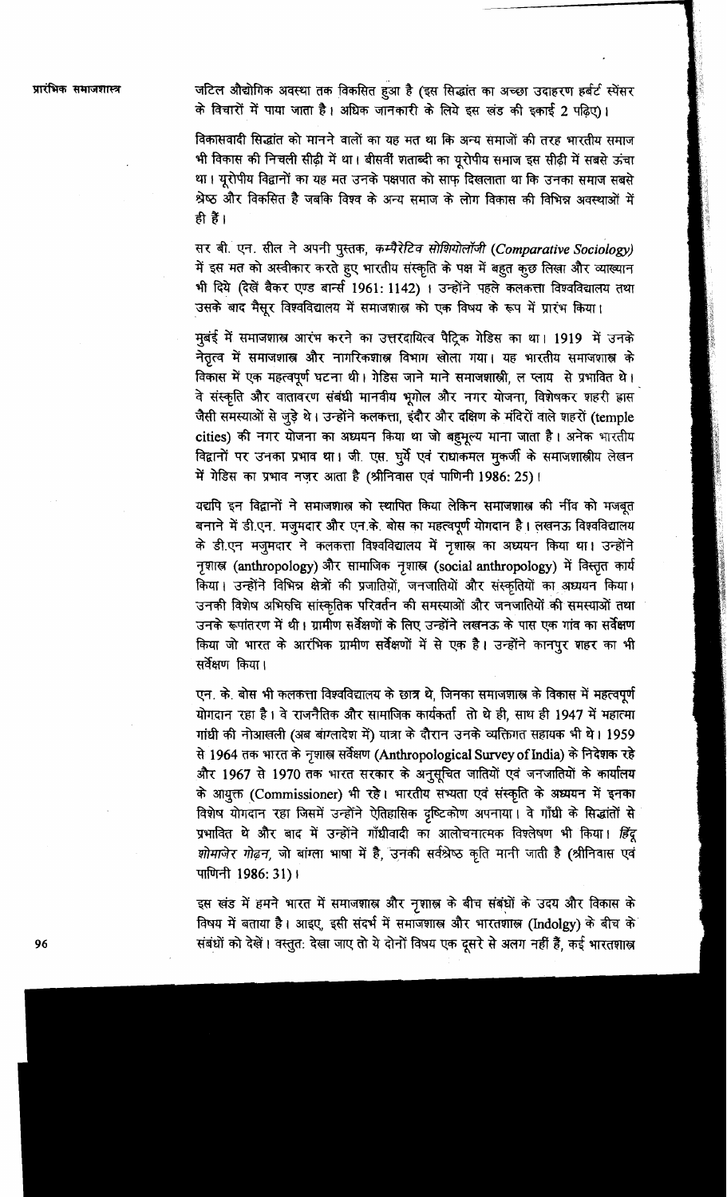जटिल औद्योगिक अवस्था तक विकसित हुआ है (इस सिद्धांत का अच्छा उदाहरण हर्बर्ट स्पेंसर के विचारों में पाया जाता है। अधिक जानकारी के लिये इस खंड की इकाई 2 पढ़िए)।

विकासवादी सिद्धांत को मानने वालों का यह मत था कि अन्य समाजों की तरह भारतीय समाज भी विकास की निचली सीढ़ी में था। बीसवीं शताब्दी का यूरोपीय समाज इस सीढ़ी में सबसे ऊंचा था। यूरोपीय विद्वानों का यह मत उनके पक्षपात को साफ़ दिखलाता था कि उनका समाज सबसे श्रेष्ठ और विकसित है जबकि विश्व के अन्य समाज के लोग विकास की विभिन्न अवस्थाओं में ही हैं।

सर बी. एन. सील ने अपनी पुस्तक, *कम्पैरेटिव सोशियोलॉजी* (*Comparative Sociology*) में इस मत को अस्वीकार करते हुए भारतीय संस्कृति के पक्ष में बहुत कुछ लिखा और व्याख्यान भी दिये (देखें बैकर एण्ड बार्न्स 1961: 1142)। उन्होंने पहले कलकत्ता विश्वविद्यालय तथा उसके बाद मैसूर विश्वविद्यालय में समाजशास्त्र को एक विषय के रूप में प्रारंभ किया।

मुंबई में समाजशास्त्र आरंभ करने का उत्तरदायित्व पैट्रिक गेडिस का था। 1919 में उनके नेतृत्व में समाजशास्त्र और नागरिकशास्त्र विभाग खोला गया। यह भारतीय समाजशास्त्र के विकास में एक महत्वपूर्ण घटना थी। गेडिस जाने माने समाजशास्त्री, ल प्लाय से प्रभावित थे। वे संस्कृति और वातावरण संबंधी मानवीय भूगोल और नगर योजना, विशेषकर शहरी ह्रास जैसी समस्याओं से जुड़े थे। उन्होंने कलकत्ता, इंदौर और दक्षिण के मंदिरों वाले शहरों (temple cities) की नगर योजना का अध्ययन किया था जो बहुमूल्य माना जाता है। अनेक भारतीय विद्वानों पर उनका प्रभाव था। जी. एस. घुर्ये एवं राधाकमल मुकर्जी के समाजशास्त्रीय लेखन में गेडिस का प्रभाव नज़र आता है (श्रीनिवास एवं पाणिनी 1986: 25)।

यद्यपि इन विद्वानों ने समाजशास्त्र को स्थापित किया लेकिन समाजशास्त्र की नींव को मजबूत बनाने में डी.एन. मजुमदार और एन.के. बोस का महत्वपूर्ण योगदान है। लखनऊ विश्वविद्यालय के डी.एन मजुमदार ने कलकत्ता विश्वविद्यालय में नृशास्त्र का अध्ययन किया था। उन्होंने नृशास्त्र (anthropology) और सामाजिक नृशास्त्र (social anthropology) में विस्तृत कार्य किया। उन्होंने विभिन्न क्षेत्रों की प्रजातियों, जनजातियों और संस्कृतियों का अध्ययन किया। उनकी विशेष अभिरुचि सांस्कृतिक परिवर्तन की समस्याओं और जनजातियों की समस्याओं तथा उनके रूपांतरण में थी। ग्रामीण सर्वेक्षणों के लिए उन्होंने लखनऊ के पास एक गांव का सर्वेक्षण किया जो भारत के आरंभिक ग्रामीण सर्वेक्षणों में से एक है। उन्होंने कानपुर शहर का भी सर्वेक्षण किया।

एन. के. बोस भी कलकत्ता विश्वविद्यालय के छात्र थे, जिनका समाजशास्त्र के विकास में महत्वपूर्ण योगदान रहा है। वे राजनैतिक और सामाजिक कार्यकर्ता तो थे ही, साथ ही 1947 में महात्मा गांधी की नोआखली (अब बांग्लादेश में) यात्रा के दौरान उनके व्यक्तिगत सहायक भी थे। 1959 से 1964 तक भारत के नृशास्त्र सर्वेक्षण (Anthropological Survey of India) के निदेशक रहे और 1967 से 1970 तक भारत सरकार के अनुसूचित जातियों एवं जनजातियों के कार्यालय के आयुक्त (Commissioner) भी रहे। भारतीय सभ्यता एवं संस्कृति के अध्ययन में इनका विशेष योगदान रहा जिसमें उन्होंने ऐतिहासिक दृष्टिकोण अपनाया। वे गाँधी के सिद्धांतों से प्रभावित थे और बाद में उन्होंने गाँधीवादी का आलोचनात्मक विश्लेषण भी किया। *हिंदू शोमाजेर गोढ़न*, जो बांग्ला भाषा में है, उनकी सर्वश्रेष्ठ कृति मानी जाती है (श्रीनिवास एवं पाणिनी 1986: 31)।

इस खंड में हमने भारत में समाजशास्त्र और नृशास्त्र के बीच संबंधों के उदय और विकास के विषय में बताया है। आइए, इसी संदर्भ में समाजशास्त्र और भारतशास्त्र (Indolgy) के बीच के संबंधों को देखें। वस्तुतः देखा जाए तो ये दोनों विषय एक दूसरे से अलग नहीं हैं, कई भारतशास्त्र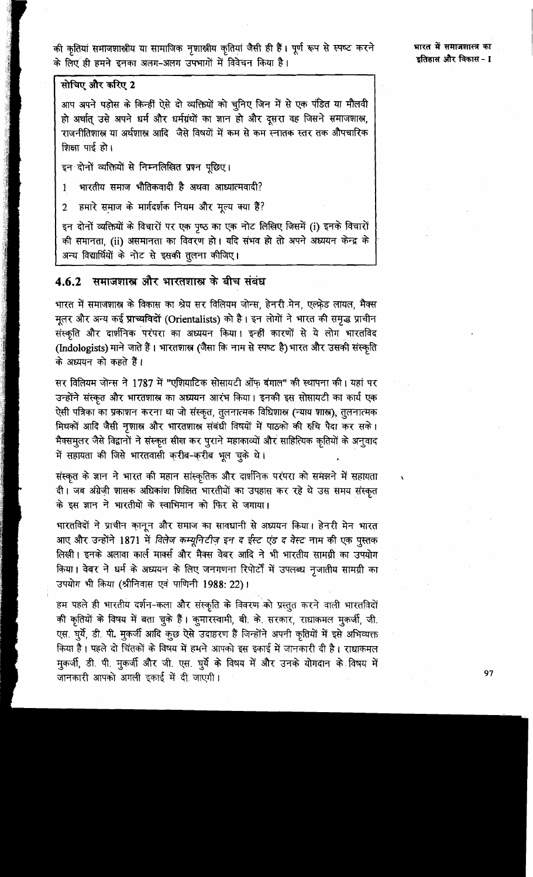की कृतियां समाजशास्त्रीय या सामाजिक नृशास्त्रीय कृतियां जैसी ही हैं। पूर्ण रूप से स्पष्ट करने के लिए ही हमने इनका अलग-अलग उपभागों में विवेचन किया है।

**सोचिए और करिए 2**

आप अपने पड़ोस के किन्हीं ऐसे दो व्यक्तियों को चुनिए जिन में से एक पंडित या मौलवी हो अर्थात् उसे अपने धर्म और धर्मग्रंथों का ज्ञान हो और दूसरा वह जिसने समाजशास्त्र, राजनीतिशास्त्र या अर्थशास्त्र आदि जैसे विषयों में कम से कम स्नातक स्तर तक औपचारिक शिक्षा पाई हो।

इन दोनों व्यक्तियों से निम्नलिखित प्रश्न पूछिए।

1. भारतीय समाज भौतिकवादी है अथवा आध्यात्मवादी?
2. हमारे समाज के मार्गदर्शक नियम और मूल्य क्या हैं?

इन दोनों व्यक्तियों के विचारों पर एक पृष्ठ का एक नोट लिखिए जिसमें (i) इनके विचारों की समानता, (ii) असमानता का विवरण हो। यदि संभव हो तो अपने अध्ययन केन्द्र के अन्य विद्यार्थियों के नोट से इसकी तुलना कीजिए।

### 4.6.2 समाजशास्त्र और भारतशास्त्र के बीच संबंध

भारत में समाजशास्त्र के विकास का श्रेय सर विलियम जोन्स, हेनरी मेन, एल्फ्रेड लायल, मैक्स मूलर और अन्य कई प्राच्यविदों (Orientalists) को है। इन लोगों ने भारत की समृद्ध प्राचीन संस्कृति और दार्शनिक परंपरा का अध्ययन किया। इन्हीं कारणों से ये लोग भारतविद (Indologists) माने जाते हैं। भारतशास्त्र (जैसा कि नाम से स्पष्ट है) भारत और उसकी संस्कृति के अध्ययन को कहते हैं।

सर विलियम जोन्स ने 1787 में "एशियाटिक सोसायटी ऑफ़ बंगाल" की स्थापना की। यहां पर उन्होंने संस्कृत और भारतशास्त्र का अध्ययन आरंभ किया। इनकी इस सोसायटी का कार्य एक ऐसी पत्रिका का प्रकाशन करना था जो संस्कृत, तुलनात्मक विधिशास्त्र (न्याय शास्त्र), तुलनात्मक मिथकों आदि जैसी नृशास्त्र और भारतशास्त्र संबंधी विषयों में पाठकों की रुचि पैदा कर सके। मैक्समुलर जैसे विद्वानों ने संस्कृत सीख कर पुराने महाकाव्यों और साहित्यिक कृतियों के अनुवाद में सहायता की जिसे भारतवासी करीब-करीब भूल चुके थे।

संस्कृत के ज्ञान ने भारत की महान सांस्कृतिक और दार्शनिक परंपरा को समझने में सहायता दी। जब अंग्रेज़ी शासक अधिकांश शिक्षित भारतीयों का उपहास कर रहे थे उस समय संस्कृत के इस ज्ञान ने भारतीयों के स्वाभिमान को फिर से जगाया।

भारतविदों ने प्राचीन कानून और समाज का सावधानी से अध्ययन किया। हेनरी मेन भारत आए और उन्होंने 1871 में *विलेज कम्यूनिटीज़ इन द ईस्ट एंड द वेस्ट* नाम की एक पुस्तक लिखी। इनके अलावा कार्ल मार्क्स और मैक्स वेबर आदि ने भी भारतीय सामग्री का उपयोग किया। वेबर ने धर्म के अध्ययन के लिए जनगणना रिपोर्टों में उपलब्ध नृजातीय सामग्री का उपयोग भी किया (श्रीनिवास एवं पाणिनी 1988: 22)।

हम पहले ही भारतीय दर्शन-कला और संस्कृति के विवरण को प्रस्तुत करने वाली भारतविदों की कृतियों के विषय में बता चुके हैं। कुमारस्वामी, बी. के. सरकार, राधाकमल मुकर्जी, जी. एस. घुर्ये, डी. पी. मुकर्जी आदि कुछ ऐसे उदाहरण हैं जिन्होंने अपनी कृतियों में इसे अभिव्यक्त किया है। पहले दो चिंतकों के विषय में हमने आपको इस इकाई में जानकारी दी है। राधाकमल मुकर्जी, डी. पी. मुकर्जी और जी. एस. घुर्ये के विषय में और उनके योगदान के विषय में जानकारी आपको अगली इकाई में दी जाएगी।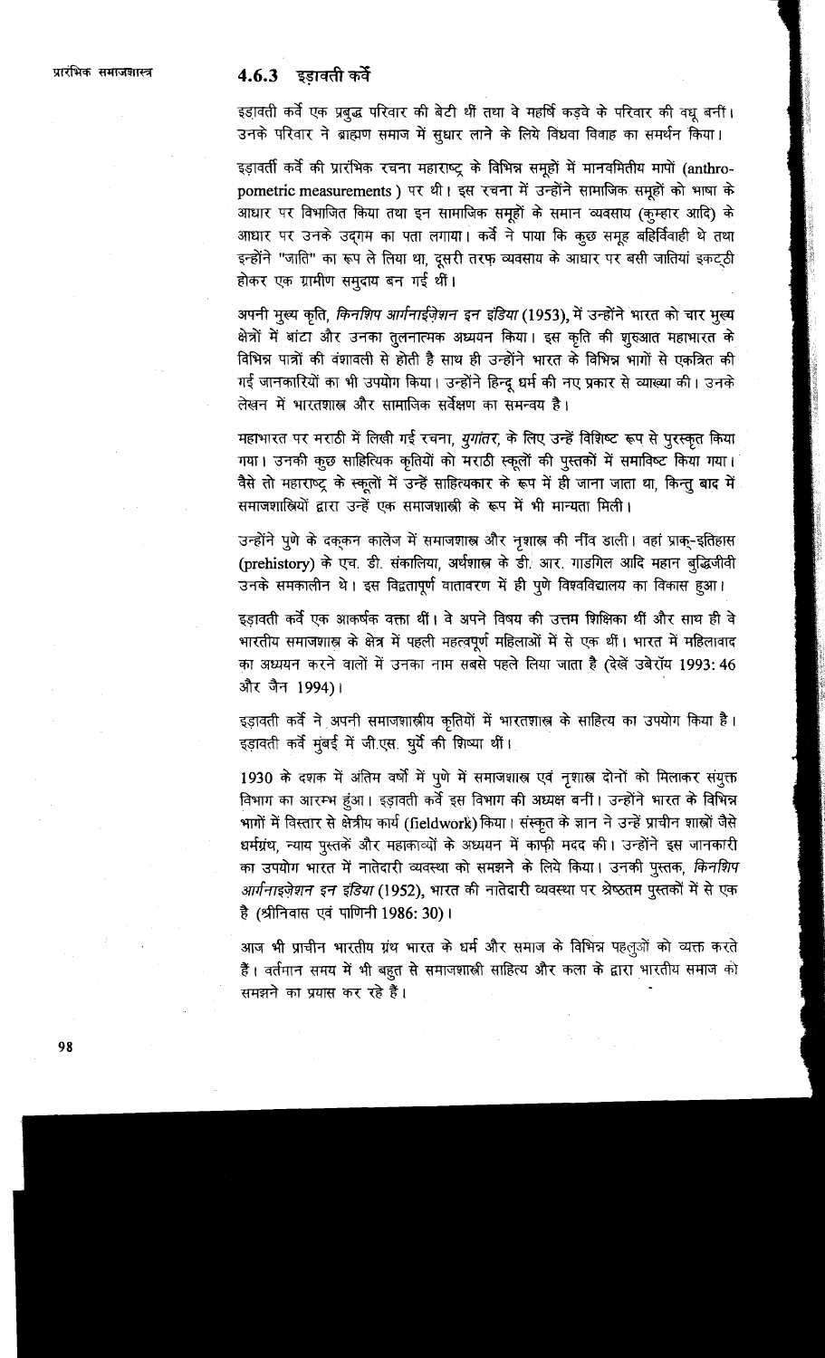### 4.6.3 इड़ावती कर्वे

इड़ावती कर्वे एक प्रबुद्ध परिवार की बेटी थीं तथा वे महर्षि कड़वे के परिवार की वधू बनीं। उनके परिवार ने ब्राह्मण समाज में सुधार लाने के लिये विधवा विवाह का समर्थन किया।

इड़ावती कर्वे की प्रारंभिक रचना महाराष्ट्र के विभिन्न समूहों में मानवमितीय मापों (anthropometric measurements) पर थी। इस रचना में उन्होंने सामाजिक समूहों को भाषा के आधार पर विभाजित किया तथा इन सामाजिक समूहों के समान व्यवसाय (कुम्हार आदि) के आधार पर उनके उद्‌गम का पता लगाया। कर्वे ने पाया कि कुछ समूह बहिर्विवाही थे तथा इन्होंने "जाति" का रूप ले लिया था, दूसरी तरफ व्यवसाय के आधार पर बसी जातियां इकट्ठी होकर एक ग्रामीण समुदाय बन गई थीं।

अपनी मुख्य कृति, *किनशिप आर्गनाईज़ेशन इन इंडिया* (1953), में उन्होंने भारत को चार मुख्य क्षेत्रों में बांटा और उनका तुलनात्मक अध्ययन किया। इस कृति की शुरुआत महाभारत के विभिन्न पात्रों की वंशावली से होती है साथ ही उन्होंने भारत के विभिन्न भागों से एकत्रित की गई जानकारियों का भी उपयोग किया। उन्होंने हिन्दू धर्म की नए प्रकार से व्याख्या की। उनके लेखन में भारतशास्त्र और सामाजिक सर्वेक्षण का समन्वय है।

महाभारत पर मराठी में लिखी गई रचना, *युगांतर*, के लिए उन्हें विशिष्ट रूप से पुरस्कृत किया गया। उनकी कुछ साहित्यिक कृतियों को मराठी स्कूलों की पुस्तकों में समाविष्ट किया गया। वैसे तो महाराष्ट्र के स्कूलों में उन्हें साहित्यकार के रूप में ही जाना जाता था, किन्तु बाद में समाजशास्त्रियों द्वारा उन्हें एक समाजशास्त्री के रूप में भी मान्यता मिली।

उन्होंने पुणे के दक्कन कालेज में समाजशास्त्र और नृशास्त्र की नींव डाली। वहां प्राक्-इतिहास (prehistory) के एच. डी. संकालिया, अर्थशास्त्र के डी. आर. गाडगिल आदि महान बुद्धिजीवी उनके समकालीन थे। इस विद्वतापूर्ण वातावरण में ही पुणे विश्वविद्यालय का विकास हुआ।

इड़ावती कर्वे एक आकर्षक वक्ता थीं। वे अपने विषय की उत्तम शिक्षिका थीं और साथ ही वे भारतीय समाजशास्त्र के क्षेत्र में पहली महत्वपूर्ण महिलाओं में से एक थीं। भारत में महिलावाद का अध्ययन करने वालों में उनका नाम सबसे पहले लिया जाता है (देखें उबेरॉय 1993: 46 और जैन 1994)।

इड़ावती कर्वे ने अपनी समाजशास्त्रीय कृतियों में भारतशास्त्र के साहित्य का उपयोग किया है। इड़ावती कर्वे मुंबई में जी.एस. घुर्ये की शिष्या थीं।

1930 के दशक में अंतिम वर्षों में पुणे में समाजशास्त्र एवं नृशास्त्र दोनों को मिलाकर संयुक्त विभाग का आरम्भ हुआ। इड़ावती कर्वे इस विभाग की अध्यक्ष बनीं। उन्होंने भारत के विभिन्न भागों में विस्तार से क्षेत्रीय कार्य (fieldwork) किया। संस्कृत के ज्ञान ने उन्हें प्राचीन शास्त्रों जैसे धर्मग्रंथ, न्याय पुस्तकें और महाकाव्यों के अध्ययन में काफी मदद की। उन्होंने इस जानकारी का उपयोग भारत में नातेदारी व्यवस्था को समझने के लिये किया। उनकी पुस्तक, *किनशिप आर्गनाइज़ेशन इन इंडिया* (1952), भारत की नातेदारी व्यवस्था पर श्रेष्ठतम पुस्तकों में से एक है (श्रीनिवास एवं पाणिनी 1986: 30)।

आज भी प्राचीन भारतीय ग्रंथ भारत के धर्म और समाज के विभिन्न पहलुओं को व्यक्त करते हैं। वर्तमान समय में भी बहुत से समाजशास्त्री साहित्य और कला के द्वारा भारतीय समाज को समझने का प्रयास कर रहे हैं।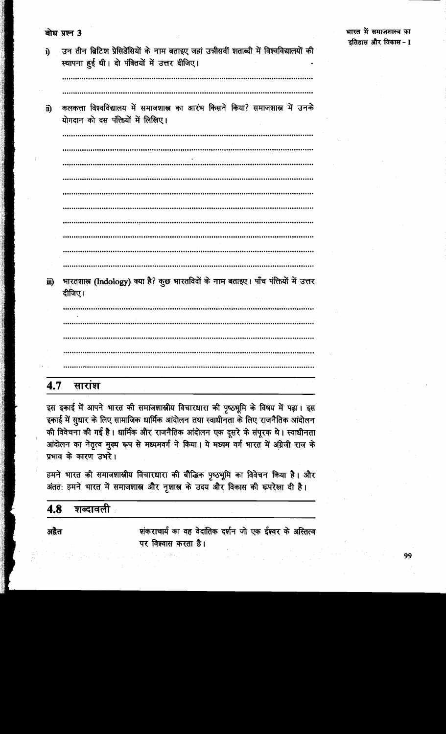बोध प्रश्न 3

i) उन तीन ब्रिटिश प्रेसिडेंसियों के नाम बताइए जहां उन्नीसवीं शताब्दी में विश्वविद्यालयों की स्थापना हुई थी। दो पंक्तियों में उत्तर दीजिए।

.................................................................................................

.................................................................................................

ii) कलकत्ता विश्वविद्यालय में समाजशास्त्र का आरंभ किसने किया? समाजशास्त्र में उनके योगदान को दस पंक्तियों में लिखिए।

.................................................................................................

.................................................................................................

.................................................................................................

.................................................................................................

.................................................................................................

.................................................................................................

.................................................................................................

.................................................................................................

.................................................................................................

.................................................................................................

iii) भारतशास्त्र (Indology) क्या है? कुछ भारतविदों के नाम बताइए। पाँच पंक्तियों में उत्तर दीजिए।

.................................................................................................

.................................................................................................

.................................................................................................

.................................................................................................

.................................................................................................

## 4.7 सारांश

इस इकाई में आपने भारत की समाजशास्त्रीय विचारधारा की पृष्ठभूमि के विषय में पढ़ा। इस इकाई में सुधार के लिए सामाजिक धार्मिक आंदोलन तथा स्वाधीनता के लिए राजनैतिक आंदोलन की विवेचना की गई है। धार्मिक और राजनैतिक आंदोलन एक दूसरे के संपूरक थे। स्वाधीनता आंदोलन का नेतृत्व मुख्य रूप से मध्यमवर्ग ने किया। ये मध्यम वर्ग भारत में अंग्रेजी राज के प्रभाव के कारण उभरे।

हमने भारत की समाजशास्त्रीय विचारधारा की बौद्धिक पृष्ठभूमि का विवेचन किया है। और अंततः हमने भारत में समाजशास्त्र और नृशास्त्र के उदय और विकास की रूपरेखा दी है।

## 4.8 शब्दावली

**अद्वैत** शंकराचार्य का वह वेदांतिक दर्शन जो एक ईश्वर के अस्तित्व पर विश्वास करता है।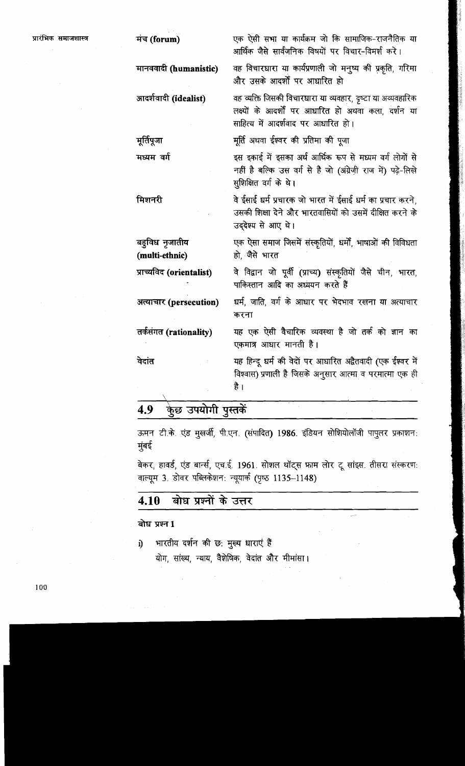मंच (forum) — एक ऐसी सभा या कार्यक्रम जो कि सामाजिक-राजनैतिक या आर्थिक जैसे सार्वजनिक विषयों पर विचार-विमर्श करे।

मानववादी (humanistic) — वह विचारधारा या कार्यप्रणाली जो मनुष्य की प्रकृति, गरिमा और उसके आदर्शों पर आधारित हो

आदर्शवादी (idealist) — वह व्यक्ति जिसकी विचारधारा या व्यवहार, दृष्टा या अव्यवहारिक लक्ष्यों के आदर्शों पर आधारित हो अथवा कला, दर्शन या साहित्य में आदर्शवाद पर आधारित हो।

मूर्तिपूजा — मूर्ति अथवा ईश्वर की प्रतिमा की पूजा

मध्यम वर्ग — इस इकाई में इसका अर्थ आर्थिक रूप से मध्यम वर्ग लोगों से नहीं है बल्कि उस वर्ग से है जो (अंग्रेज़ी राज में) पढ़े-लिखे सुशिक्षित वर्ग के थे।

मिशनरी — वे ईसाई धर्म प्रचारक जो भारत में ईसाई धर्म का प्रचार करने, उसकी शिक्षा देने और भारतवासियों को उसमें दीक्षित करने के उद्देश्य से आए थे।

बहुविध नृजातीय (multi-ethnic) — एक ऐसा समाज जिसमें संस्कृतियों, धर्मों, भाषाओं की विविधता हो, जैसे भारत

प्राच्यविद (orientalist) — वे विद्वान जो पूर्वी (प्राच्य) संस्कृतियों जैसे चीन, भारत, पाकिस्तान आदि का अध्ययन करते हैं

अत्याचार (persecution) — धर्म, जाति, वर्ग के आधार पर भेदभाव रखना या अत्याचार करना

तर्कसंगत (rationality) — यह एक ऐसी वैचारिक व्यवस्था है जो तर्क को ज्ञान का एकमात्र आधार मानती है।

वेदांत — यह हिन्दू धर्म की वेदों पर आधारित अद्वैतवादी (एक ईश्वर में विश्वास) प्रणाली है जिसके अनुसार आत्मा व परमात्मा एक ही है।

## 4.9 कुछ उपयोगी पुस्तकें

ऊमन टी.के. एंड मुखर्जी, पी.एन. (संपादित) 1986. इंडियन सोशियोलॉजी पापुलर प्रकाशनः मुंबई

बेकर, हावर्ड, एंड बार्न्स, एच.ई. 1961. सोशल थॉट्स फ्राम लोर टू सांइस. तीसरा संस्करणः वाल्यूम 3. डोवर पब्लिकेशनः न्यूयार्क (पृष्ठ 1135–1148)

## 4.10 बोध प्रश्नों के उत्तर

**बोध प्रश्न 1**

i) भारतीय दर्शन की छः मुख्य धाराएं हैं
योग, सांख्य, न्याय, वैशेषिक, वेदांत और मीमांसा।